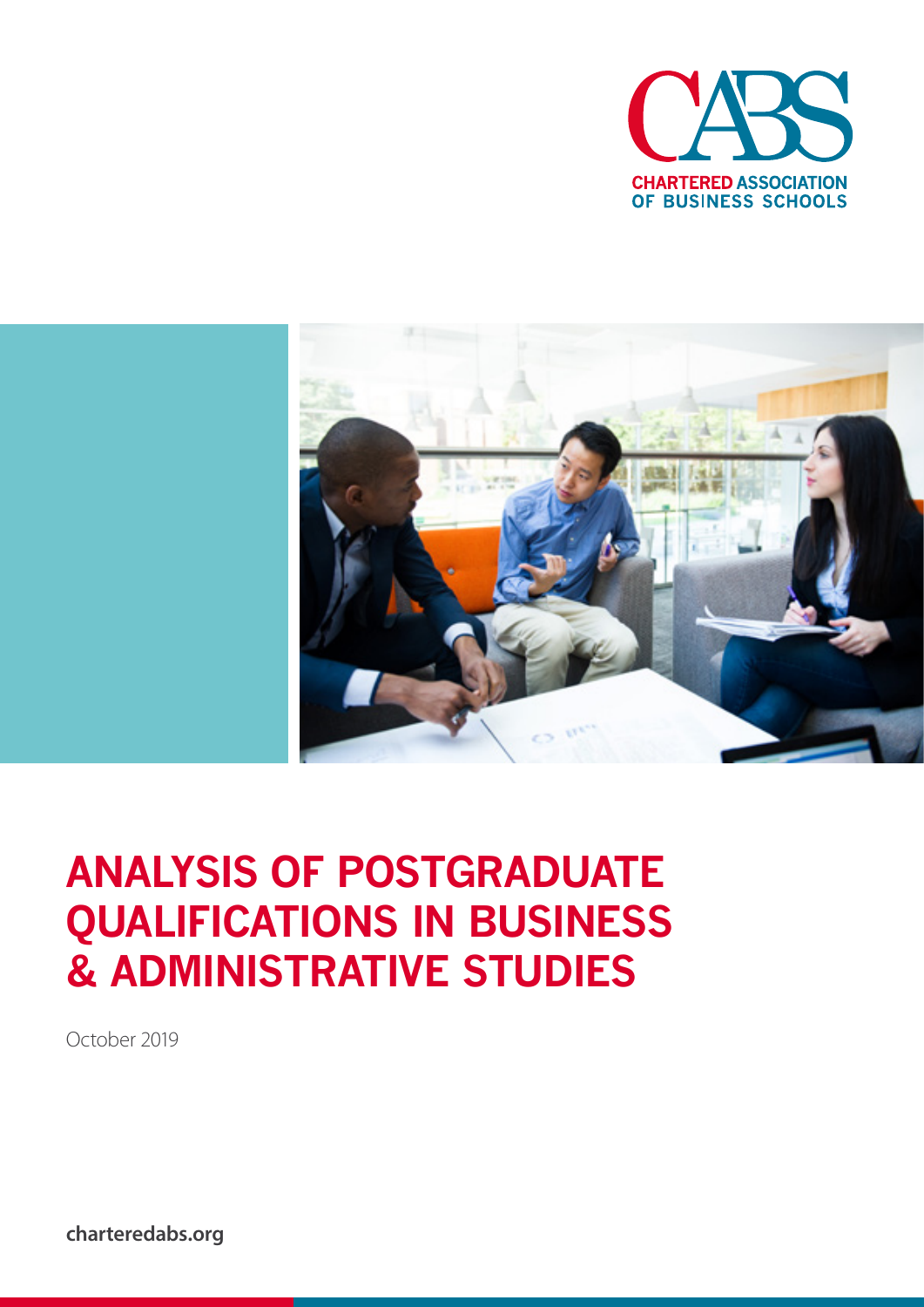CABS

CHARTERED ASSOCIATION OF BUSINESS SCHOOLS

# ANALYSIS OF POSTGRADUATE QUALIFICATIONS IN BUSINESS & ADMINISTRATIVE STUDIES

October 2019

**charteredabs.org**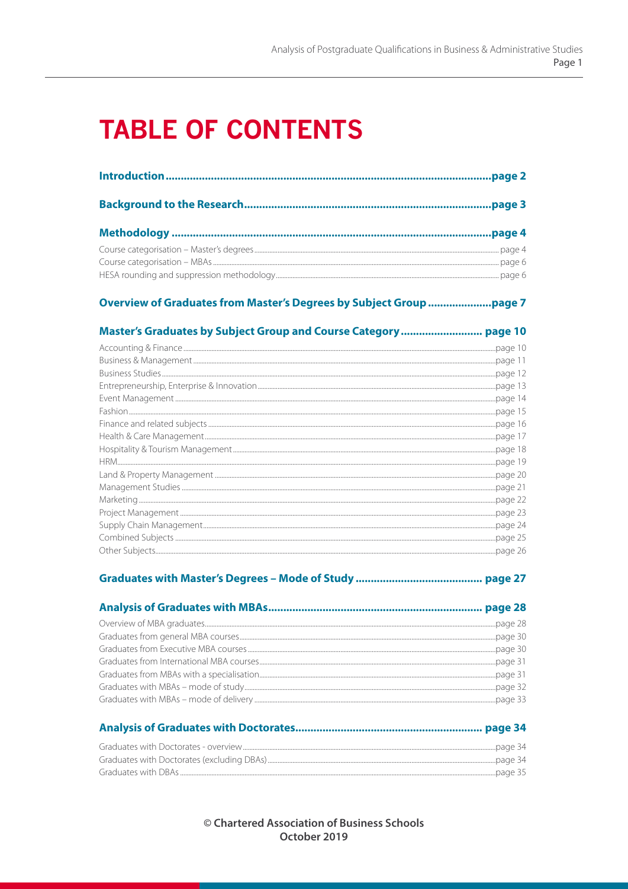# TABLE OF CONTENTS

**Introduction** .......... page 2

**Background to the Research** .......... page 3

**Methodology** .......... page 4

Course categorisation – Master's degrees .......... page 4
Course categorisation – MBAs .......... page 6
HESA rounding and suppression methodology .......... page 6

**Overview of Graduates from Master's Degrees by Subject Group** .......... page 7

**Master's Graduates by Subject Group and Course Category** .......... page 10

Accounting & Finance .......... page 10
Business & Management .......... page 11
Business Studies .......... page 12
Entrepreneurship, Enterprise & Innovation .......... page 13
Event Management .......... page 14
Fashion .......... page 15
Finance and related subjects .......... page 16
Health & Care Management .......... page 17
Hospitality & Tourism Management .......... page 18
HRM .......... page 19
Land & Property Management .......... page 20
Management Studies .......... page 21
Marketing .......... page 22
Project Management .......... page 23
Supply Chain Management .......... page 24
Combined Subjects .......... page 25
Other Subjects .......... page 26

**Graduates with Master's Degrees – Mode of Study** .......... page 27

**Analysis of Graduates with MBAs** .......... page 28

Overview of MBA graduates .......... page 28
Graduates from general MBA courses .......... page 30
Graduates from Executive MBA courses .......... page 30
Graduates from International MBA courses .......... page 31
Graduates from MBAs with a specialisation .......... page 31
Graduates with MBAs – mode of study .......... page 32
Graduates with MBAs – mode of delivery .......... page 33

**Analysis of Graduates with Doctorates** .......... page 34

Graduates with Doctorates - overview .......... page 34
Graduates with Doctorates (excluding DBAs) .......... page 34
Graduates with DBAs .......... page 35

**© Chartered Association of Business Schools**
**October 2019**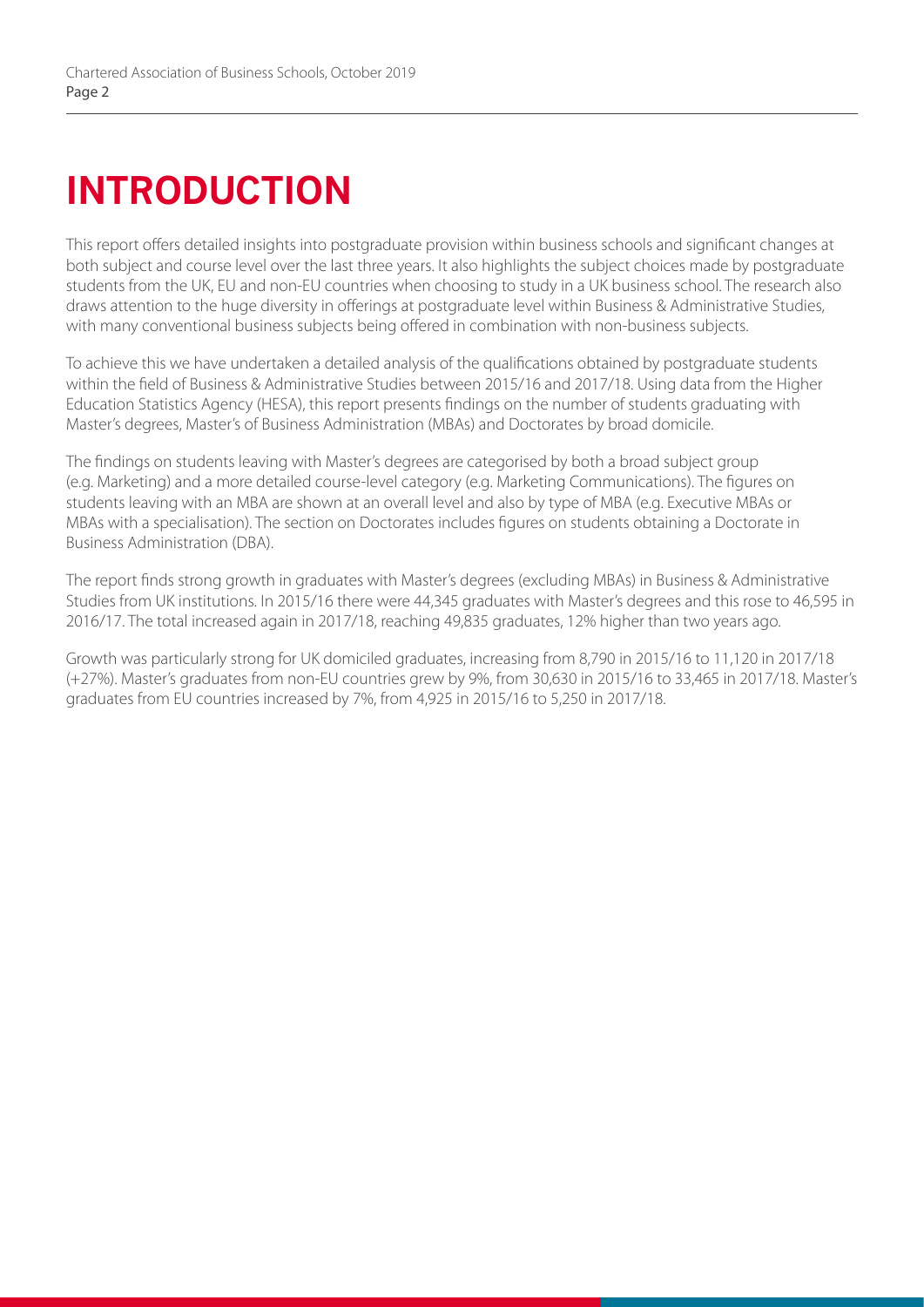# INTRODUCTION

This report offers detailed insights into postgraduate provision within business schools and significant changes at both subject and course level over the last three years. It also highlights the subject choices made by postgraduate students from the UK, EU and non-EU countries when choosing to study in a UK business school. The research also draws attention to the huge diversity in offerings at postgraduate level within Business & Administrative Studies, with many conventional business subjects being offered in combination with non-business subjects.

To achieve this we have undertaken a detailed analysis of the qualifications obtained by postgraduate students within the field of Business & Administrative Studies between 2015/16 and 2017/18. Using data from the Higher Education Statistics Agency (HESA), this report presents findings on the number of students graduating with Master's degrees, Master's of Business Administration (MBAs) and Doctorates by broad domicile.

The findings on students leaving with Master's degrees are categorised by both a broad subject group (e.g. Marketing) and a more detailed course-level category (e.g. Marketing Communications). The figures on students leaving with an MBA are shown at an overall level and also by type of MBA (e.g. Executive MBAs or MBAs with a specialisation). The section on Doctorates includes figures on students obtaining a Doctorate in Business Administration (DBA).

The report finds strong growth in graduates with Master's degrees (excluding MBAs) in Business & Administrative Studies from UK institutions. In 2015/16 there were 44,345 graduates with Master's degrees and this rose to 46,595 in 2016/17. The total increased again in 2017/18, reaching 49,835 graduates, 12% higher than two years ago.

Growth was particularly strong for UK domiciled graduates, increasing from 8,790 in 2015/16 to 11,120 in 2017/18 (+27%). Master's graduates from non-EU countries grew by 9%, from 30,630 in 2015/16 to 33,465 in 2017/18. Master's graduates from EU countries increased by 7%, from 4,925 in 2015/16 to 5,250 in 2017/18.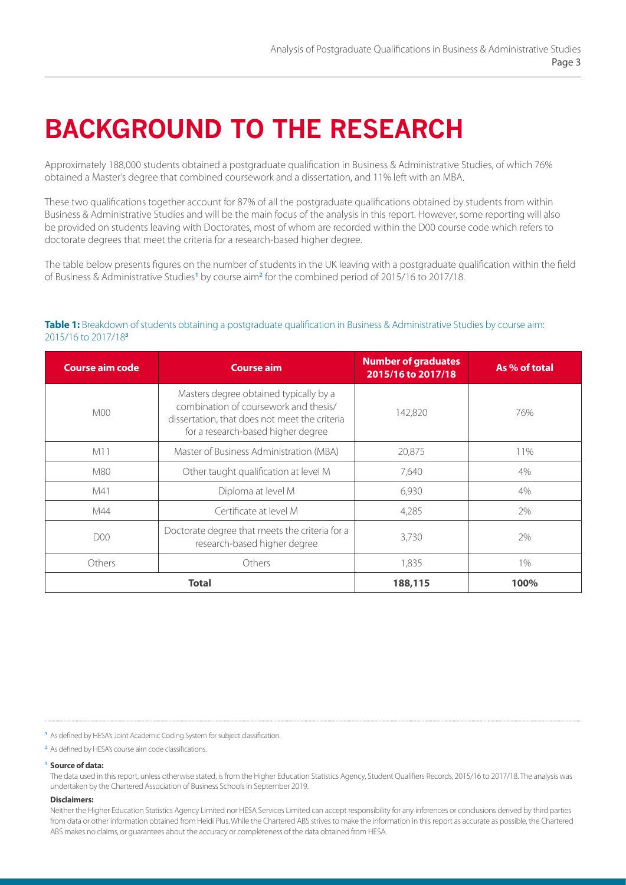# BACKGROUND TO THE RESEARCH

Approximately 188,000 students obtained a postgraduate qualification in Business & Administrative Studies, of which 76% obtained a Master's degree that combined coursework and a dissertation, and 11% left with an MBA.

These two qualifications together account for 87% of all the postgraduate qualifications obtained by students from within Business & Administrative Studies and will be the main focus of the analysis in this report. However, some reporting will also be provided on students leaving with Doctorates, most of whom are recorded within the D00 course code which refers to doctorate degrees that meet the criteria for a research-based higher degree.

The table below presents figures on the number of students in the UK leaving with a postgraduate qualification within the field of Business & Administrative Studies[1] by course aim[2] for the combined period of 2015/16 to 2017/18.

**Table 1:** Breakdown of students obtaining a postgraduate qualification in Business & Administrative Studies by course aim: 2015/16 to 2017/18[3]

| Course aim code | Course aim | Number of graduates 2015/16 to 2017/18 | As % of total |
|---|---|---|---|
| M00 | Masters degree obtained typically by a combination of coursework and thesis/ dissertation, that does not meet the criteria for a research-based higher degree | 142,820 | 76% |
| M11 | Master of Business Administration (MBA) | 20,875 | 11% |
| M80 | Other taught qualification at level M | 7,640 | 4% |
| M41 | Diploma at level M | 6,930 | 4% |
| M44 | Certificate at level M | 4,285 | 2% |
| D00 | Doctorate degree that meets the criteria for a research-based higher degree | 3,730 | 2% |
| Others | Others | 1,835 | 1% |
| **Total** | | **188,115** | **100%** |

[1] As defined by HESA's Joint Academic Coding System for subject classification.

[2] As defined by HESA's course aim code classifications.

[3] **Source of data:**
The data used in this report, unless otherwise stated, is from the Higher Education Statistics Agency, Student Qualifiers Records, 2015/16 to 2017/18. The analysis was undertaken by the Chartered Association of Business Schools in September 2019.

**Disclaimers:**
Neither the Higher Education Statistics Agency Limited nor HESA Services Limited can accept responsibility for any inferences or conclusions derived by third parties from data or other information obtained from Heidi Plus. While the Chartered ABS strives to make the information in this report as accurate as possible, the Chartered ABS makes no claims, or guarantees about the accuracy or completeness of the data obtained from HESA.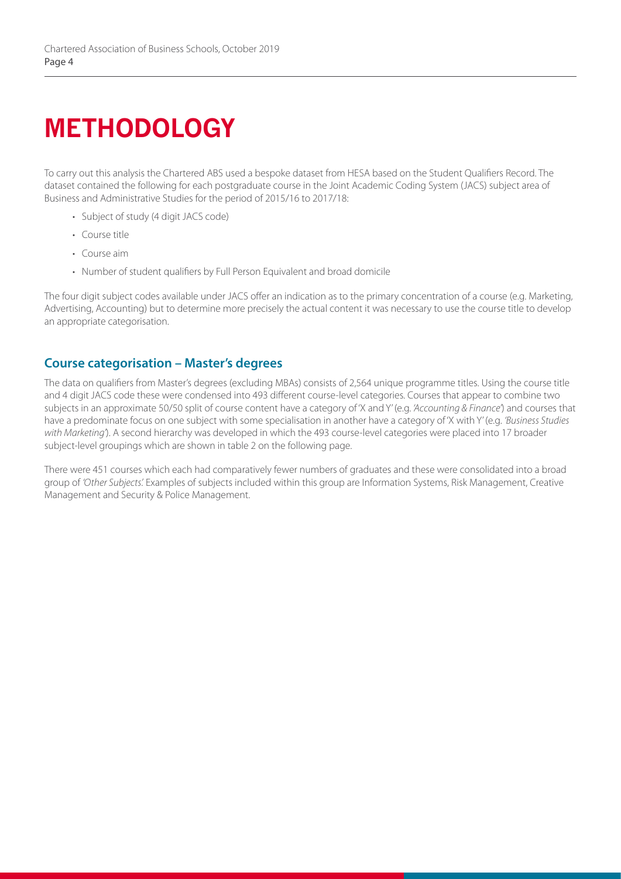# METHODOLOGY

To carry out this analysis the Chartered ABS used a bespoke dataset from HESA based on the Student Qualifiers Record. The dataset contained the following for each postgraduate course in the Joint Academic Coding System (JACS) subject area of Business and Administrative Studies for the period of 2015/16 to 2017/18:

- Subject of study (4 digit JACS code)
- Course title
- Course aim
- Number of student qualifiers by Full Person Equivalent and broad domicile

The four digit subject codes available under JACS offer an indication as to the primary concentration of a course (e.g. Marketing, Advertising, Accounting) but to determine more precisely the actual content it was necessary to use the course title to develop an appropriate categorisation.

## Course categorisation – Master's degrees

The data on qualifiers from Master's degrees (excluding MBAs) consists of 2,564 unique programme titles. Using the course title and 4 digit JACS code these were condensed into 493 different course-level categories. Courses that appear to combine two subjects in an approximate 50/50 split of course content have a category of 'X and Y' (e.g. *'Accounting & Finance'*) and courses that have a predominate focus on one subject with some specialisation in another have a category of 'X with Y' (e.g. *'Business Studies with Marketing'*). A second hierarchy was developed in which the 493 course-level categories were placed into 17 broader subject-level groupings which are shown in table 2 on the following page.

There were 451 courses which each had comparatively fewer numbers of graduates and these were consolidated into a broad group of *'Other Subjects'.* Examples of subjects included within this group are Information Systems, Risk Management, Creative Management and Security & Police Management.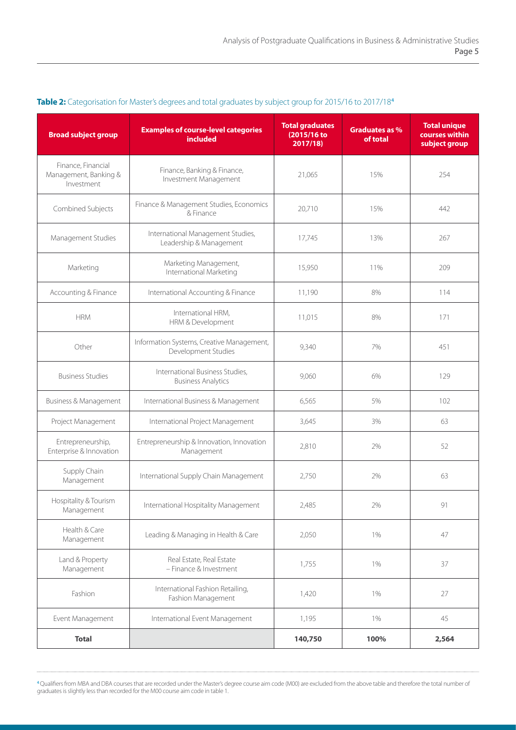**Table 2:** Categorisation for Master's degrees and total graduates by subject group for 2015/16 to 2017/18[4]

| Broad subject group | Examples of course-level categories included | Total graduates (2015/16 to 2017/18) | Graduates as % of total | Total unique courses within subject group |
|---|---|---|---|---|
| Finance, Financial Management, Banking & Investment | Finance, Banking & Finance, Investment Management | 21,065 | 15% | 254 |
| Combined Subjects | Finance & Management Studies, Economics & Finance | 20,710 | 15% | 442 |
| Management Studies | International Management Studies, Leadership & Management | 17,745 | 13% | 267 |
| Marketing | Marketing Management, International Marketing | 15,950 | 11% | 209 |
| Accounting & Finance | International Accounting & Finance | 11,190 | 8% | 114 |
| HRM | International HRM, HRM & Development | 11,015 | 8% | 171 |
| Other | Information Systems, Creative Management, Development Studies | 9,340 | 7% | 451 |
| Business Studies | International Business Studies, Business Analytics | 9,060 | 6% | 129 |
| Business & Management | International Business & Management | 6,565 | 5% | 102 |
| Project Management | International Project Management | 3,645 | 3% | 63 |
| Entrepreneurship, Enterprise & Innovation | Entrepreneurship & Innovation, Innovation Management | 2,810 | 2% | 52 |
| Supply Chain Management | International Supply Chain Management | 2,750 | 2% | 63 |
| Hospitality & Tourism Management | International Hospitality Management | 2,485 | 2% | 91 |
| Health & Care Management | Leading & Managing in Health & Care | 2,050 | 1% | 47 |
| Land & Property Management | Real Estate, Real Estate – Finance & Investment | 1,755 | 1% | 37 |
| Fashion | International Fashion Retailing, Fashion Management | 1,420 | 1% | 27 |
| Event Management | International Event Management | 1,195 | 1% | 45 |
| **Total** | | **140,750** | **100%** | **2,564** |

[4] Qualifiers from MBA and DBA courses that are recorded under the Master's degree course aim code (M00) are excluded from the above table and therefore the total number of graduates is slightly less than recorded for the M00 course aim code in table 1.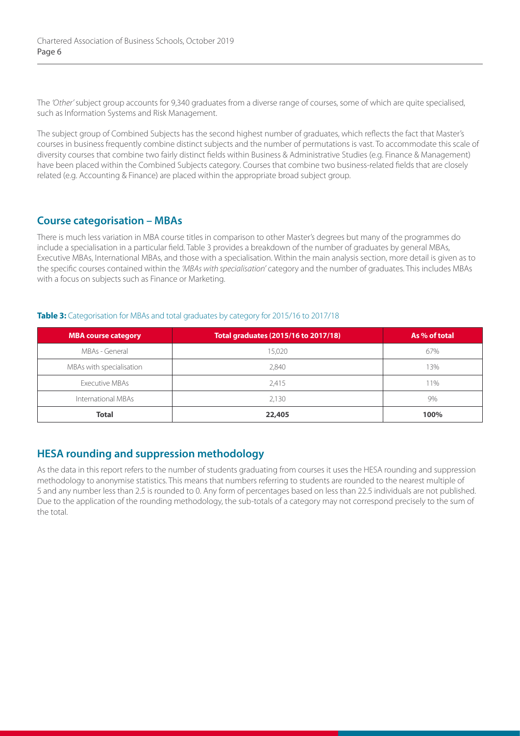The *'Other'* subject group accounts for 9,340 graduates from a diverse range of courses, some of which are quite specialised, such as Information Systems and Risk Management.

The subject group of Combined Subjects has the second highest number of graduates, which reflects the fact that Master's courses in business frequently combine distinct subjects and the number of permutations is vast. To accommodate this scale of diversity courses that combine two fairly distinct fields within Business & Administrative Studies (e.g. Finance & Management) have been placed within the Combined Subjects category. Courses that combine two business-related fields that are closely related (e.g. Accounting & Finance) are placed within the appropriate broad subject group.

## Course categorisation – MBAs

There is much less variation in MBA course titles in comparison to other Master's degrees but many of the programmes do include a specialisation in a particular field. Table 3 provides a breakdown of the number of graduates by general MBAs, Executive MBAs, International MBAs, and those with a specialisation. Within the main analysis section, more detail is given as to the specific courses contained within the *'MBAs with specialisation'* category and the number of graduates. This includes MBAs with a focus on subjects such as Finance or Marketing.

**Table 3:** Categorisation for MBAs and total graduates by category for 2015/16 to 2017/18

| MBA course category | Total graduates (2015/16 to 2017/18) | As % of total |
|---|---|---|
| MBAs - General | 15,020 | 67% |
| MBAs with specialisation | 2,840 | 13% |
| Executive MBAs | 2,415 | 11% |
| International MBAs | 2,130 | 9% |
| **Total** | **22,405** | **100%** |

## HESA rounding and suppression methodology

As the data in this report refers to the number of students graduating from courses it uses the HESA rounding and suppression methodology to anonymise statistics. This means that numbers referring to students are rounded to the nearest multiple of 5 and any number less than 2.5 is rounded to 0. Any form of percentages based on less than 22.5 individuals are not published. Due to the application of the rounding methodology, the sub-totals of a category may not correspond precisely to the sum of the total.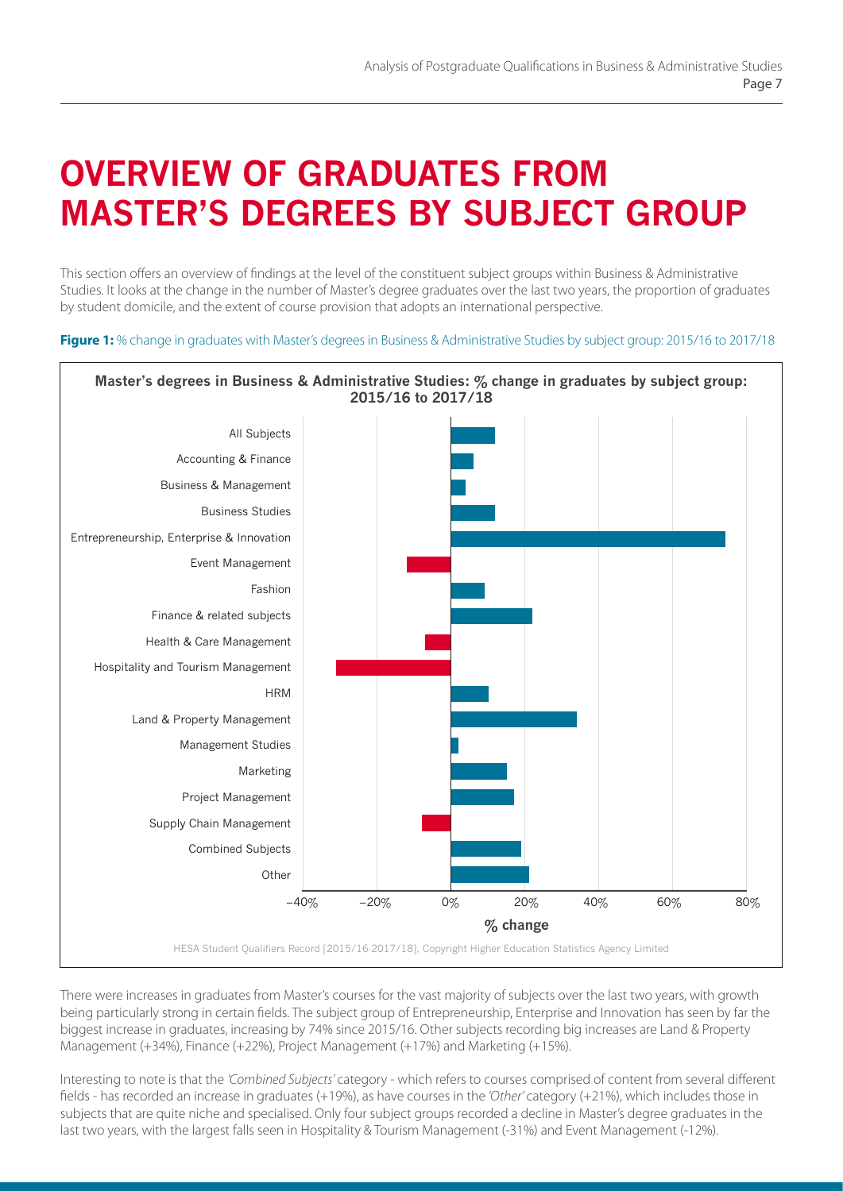# OVERVIEW OF GRADUATES FROM MASTER'S DEGREES BY SUBJECT GROUP

This section offers an overview of findings at the level of the constituent subject groups within Business & Administrative Studies. It looks at the change in the number of Master's degree graduates over the last two years, the proportion of graduates by student domicile, and the extent of course provision that adopts an international perspective.

**Figure 1:** % change in graduates with Master's degrees in Business & Administrative Studies by subject group: 2015/16 to 2017/18

**Master's degrees in Business & Administrative Studies: % change in graduates by subject group: 2015/16 to 2017/18**

HESA Student Qualifiers Record [2015/16-2017/18], Copyright Higher Education Statistics Agency Limited

There were increases in graduates from Master's courses for the vast majority of subjects over the last two years, with growth being particularly strong in certain fields. The subject group of Entrepreneurship, Enterprise and Innovation has seen by far the biggest increase in graduates, increasing by 74% since 2015/16. Other subjects recording big increases are Land & Property Management (+34%), Finance (+22%), Project Management (+17%) and Marketing (+15%).

Interesting to note is that the *'Combined Subjects'* category - which refers to courses comprised of content from several different fields - has recorded an increase in graduates (+19%), as have courses in the *'Other'* category (+21%), which includes those in subjects that are quite niche and specialised. Only four subject groups recorded a decline in Master's degree graduates in the last two years, with the largest falls seen in Hospitality & Tourism Management (-31%) and Event Management (-12%).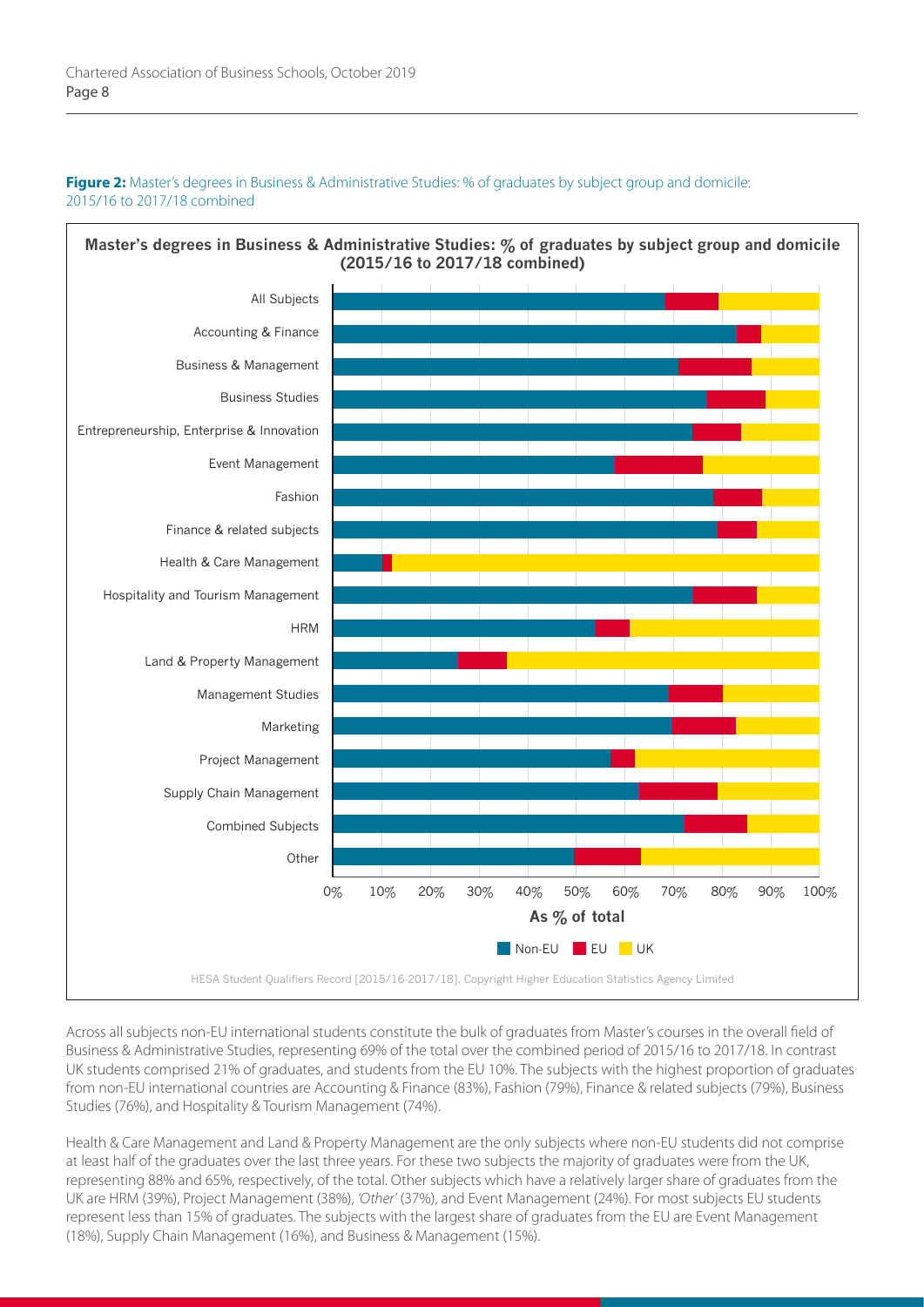**Figure 2:** Master's degrees in Business & Administrative Studies: % of graduates by subject group and domicile: 2015/16 to 2017/18 combined

Across all subjects non-EU international students constitute the bulk of graduates from Master's courses in the overall field of Business & Administrative Studies, representing 69% of the total over the combined period of 2015/16 to 2017/18. In contrast UK students comprised 21% of graduates, and students from the EU 10%. The subjects with the highest proportion of graduates from non-EU international countries are Accounting & Finance (83%), Fashion (79%), Finance & related subjects (79%), Business Studies (76%), and Hospitality & Tourism Management (74%).

Health & Care Management and Land & Property Management are the only subjects where non-EU students did not comprise at least half of the graduates over the last three years. For these two subjects the majority of graduates were from the UK, representing 88% and 65%, respectively, of the total. Other subjects which have a relatively larger share of graduates from the UK are HRM (39%), Project Management (38%), *'Other'* (37%), and Event Management (24%). For most subjects EU students represent less than 15% of graduates. The subjects with the largest share of graduates from the EU are Event Management (18%), Supply Chain Management (16%), and Business & Management (15%).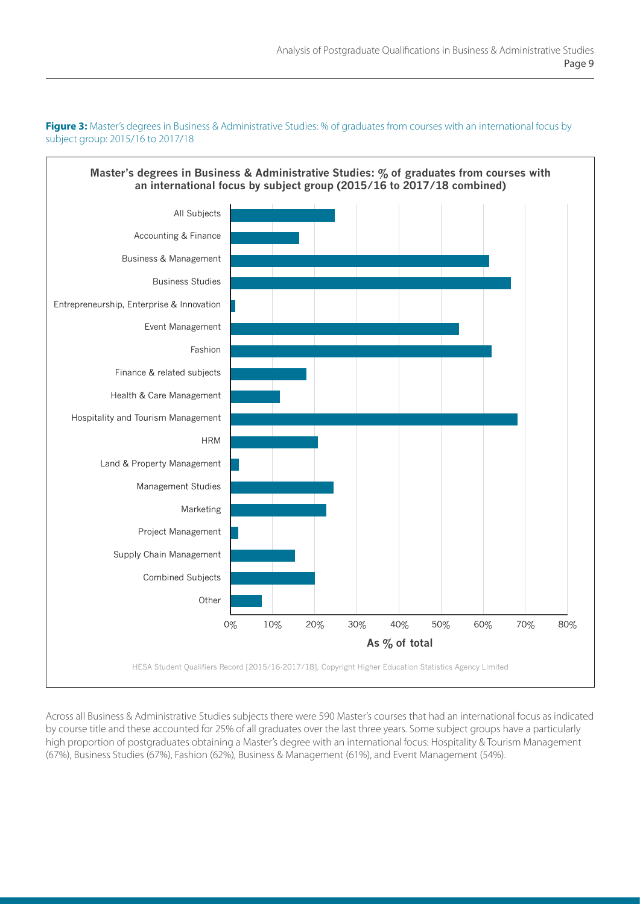**Figure 3:** Master's degrees in Business & Administrative Studies: % of graduates from courses with an international focus by subject group: 2015/16 to 2017/18

**Master's degrees in Business & Administrative Studies: % of graduates from courses with an international focus by subject group (2015/16 to 2017/18 combined)**

HESA Student Qualifiers Record [2015/16-2017/18], Copyright Higher Education Statistics Agency Limited

Across all Business & Administrative Studies subjects there were 590 Master's courses that had an international focus as indicated by course title and these accounted for 25% of all graduates over the last three years. Some subject groups have a particularly high proportion of postgraduates obtaining a Master's degree with an international focus: Hospitality & Tourism Management (67%), Business Studies (67%), Fashion (62%), Business & Management (61%), and Event Management (54%).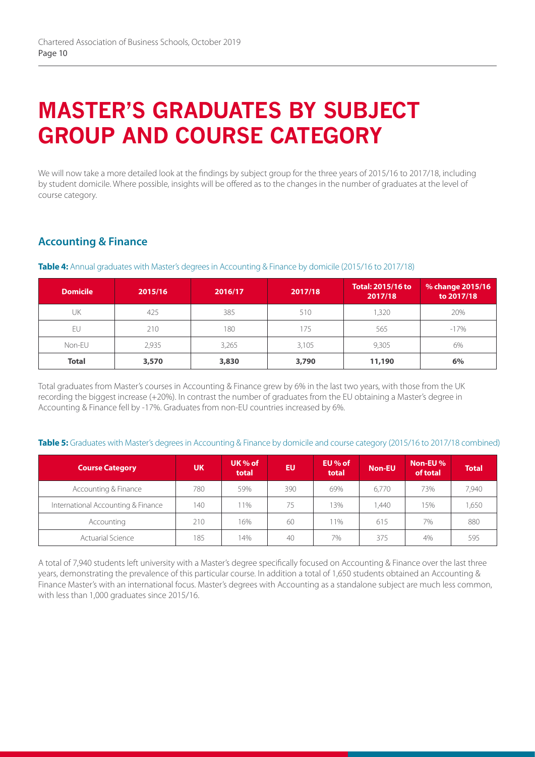# MASTER'S GRADUATES BY SUBJECT GROUP AND COURSE CATEGORY

We will now take a more detailed look at the findings by subject group for the three years of 2015/16 to 2017/18, including by student domicile. Where possible, insights will be offered as to the changes in the number of graduates at the level of course category.

## Accounting & Finance

**Table 4:** Annual graduates with Master's degrees in Accounting & Finance by domicile (2015/16 to 2017/18)

| Domicile | 2015/16 | 2016/17 | 2017/18 | Total: 2015/16 to 2017/18 | % change 2015/16 to 2017/18 |
|---|---|---|---|---|---|
| UK | 425 | 385 | 510 | 1,320 | 20% |
| EU | 210 | 180 | 175 | 565 | -17% |
| Non-EU | 2,935 | 3,265 | 3,105 | 9,305 | 6% |
| **Total** | **3,570** | **3,830** | **3,790** | **11,190** | **6%** |

Total graduates from Master's courses in Accounting & Finance grew by 6% in the last two years, with those from the UK recording the biggest increase (+20%). In contrast the number of graduates from the EU obtaining a Master's degree in Accounting & Finance fell by -17%. Graduates from non-EU countries increased by 6%.

**Table 5:** Graduates with Master's degrees in Accounting & Finance by domicile and course category (2015/16 to 2017/18 combined)

| Course Category | UK | UK % of total | EU | EU % of total | Non-EU | Non-EU % of total | Total |
|---|---|---|---|---|---|---|---|
| Accounting & Finance | 780 | 59% | 390 | 69% | 6,770 | 73% | 7,940 |
| International Accounting & Finance | 140 | 11% | 75 | 13% | 1,440 | 15% | 1,650 |
| Accounting | 210 | 16% | 60 | 11% | 615 | 7% | 880 |
| Actuarial Science | 185 | 14% | 40 | 7% | 375 | 4% | 595 |

A total of 7,940 students left university with a Master's degree specifically focused on Accounting & Finance over the last three years, demonstrating the prevalence of this particular course. In addition a total of 1,650 students obtained an Accounting & Finance Master's with an international focus. Master's degrees with Accounting as a standalone subject are much less common, with less than 1,000 graduates since 2015/16.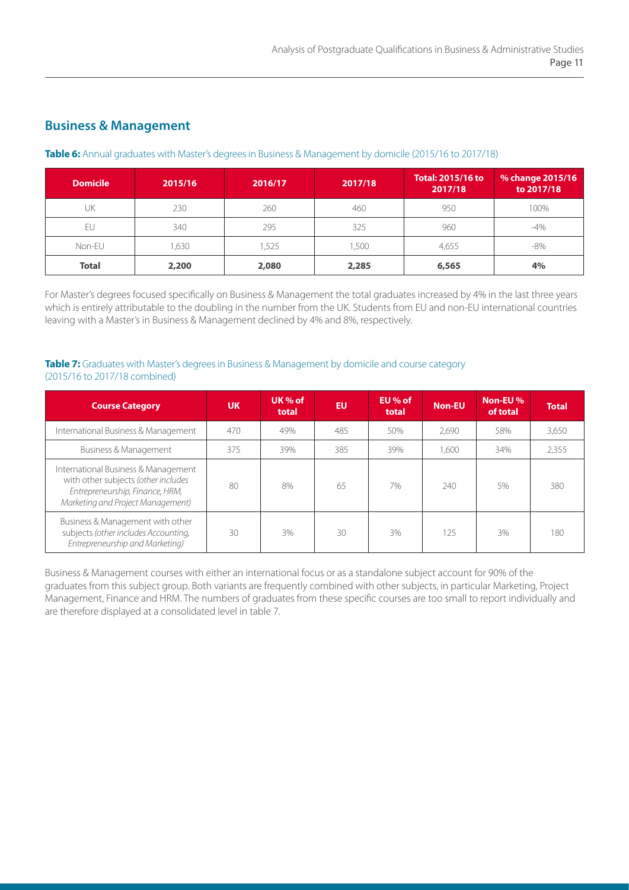## Business & Management

**Table 6:** Annual graduates with Master's degrees in Business & Management by domicile (2015/16 to 2017/18)

| Domicile | 2015/16 | 2016/17 | 2017/18 | Total: 2015/16 to 2017/18 | % change 2015/16 to 2017/18 |
|---|---|---|---|---|---|
| UK | 230 | 260 | 460 | 950 | 100% |
| EU | 340 | 295 | 325 | 960 | -4% |
| Non-EU | 1,630 | 1,525 | 1,500 | 4,655 | -8% |
| **Total** | **2,200** | **2,080** | **2,285** | **6,565** | **4%** |

For Master's degrees focused specifically on Business & Management the total graduates increased by 4% in the last three years which is entirely attributable to the doubling in the number from the UK. Students from EU and non-EU international countries leaving with a Master's in Business & Management declined by 4% and 8%, respectively.

**Table 7:** Graduates with Master's degrees in Business & Management by domicile and course category (2015/16 to 2017/18 combined)

| Course Category | UK | UK % of total | EU | EU % of total | Non-EU | Non-EU % of total | Total |
|---|---|---|---|---|---|---|---|
| International Business & Management | 470 | 49% | 485 | 50% | 2,690 | 58% | 3,650 |
| Business & Management | 375 | 39% | 385 | 39% | 1,600 | 34% | 2,355 |
| International Business & Management with other subjects *(other includes Entrepreneurship, Finance, HRM, Marketing and Project Management)* | 80 | 8% | 65 | 7% | 240 | 5% | 380 |
| Business & Management with other subjects *(other includes Accounting, Entrepreneurship and Marketing)* | 30 | 3% | 30 | 3% | 125 | 3% | 180 |

Business & Management courses with either an international focus or as a standalone subject account for 90% of the graduates from this subject group. Both variants are frequently combined with other subjects, in particular Marketing, Project Management, Finance and HRM. The numbers of graduates from these specific courses are too small to report individually and are therefore displayed at a consolidated level in table 7.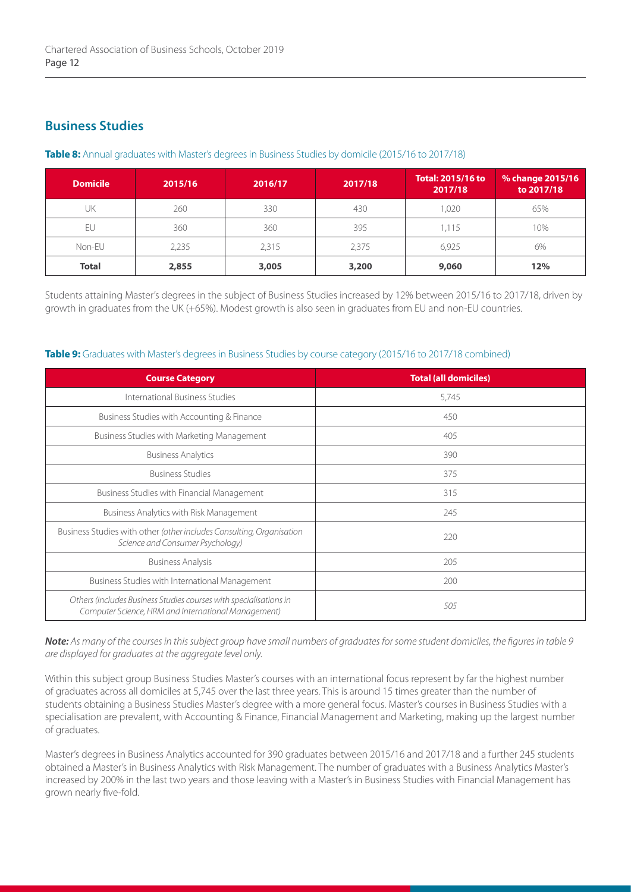## Business Studies

**Table 8:** Annual graduates with Master's degrees in Business Studies by domicile (2015/16 to 2017/18)

| Domicile | 2015/16 | 2016/17 | 2017/18 | Total: 2015/16 to 2017/18 | % change 2015/16 to 2017/18 |
|---|---|---|---|---|---|
| UK | 260 | 330 | 430 | 1,020 | 65% |
| EU | 360 | 360 | 395 | 1,115 | 10% |
| Non-EU | 2,235 | 2,315 | 2,375 | 6,925 | 6% |
| **Total** | **2,855** | **3,005** | **3,200** | **9,060** | **12%** |

Students attaining Master's degrees in the subject of Business Studies increased by 12% between 2015/16 to 2017/18, driven by growth in graduates from the UK (+65%). Modest growth is also seen in graduates from EU and non-EU countries.

**Table 9:** Graduates with Master's degrees in Business Studies by course category (2015/16 to 2017/18 combined)

| Course Category | Total (all domiciles) |
|---|---|
| International Business Studies | 5,745 |
| Business Studies with Accounting & Finance | 450 |
| Business Studies with Marketing Management | 405 |
| Business Analytics | 390 |
| Business Studies | 375 |
| Business Studies with Financial Management | 315 |
| Business Analytics with Risk Management | 245 |
| Business Studies with other *(other includes Consulting, Organisation Science and Consumer Psychology)* | 220 |
| Business Analysis | 205 |
| Business Studies with International Management | 200 |
| *Others (includes Business Studies courses with specialisations in Computer Science, HRM and International Management)* | *505* |

***Note:*** *As many of the courses in this subject group have small numbers of graduates for some student domiciles, the figures in table 9 are displayed for graduates at the aggregate level only.*

Within this subject group Business Studies Master's courses with an international focus represent by far the highest number of graduates across all domiciles at 5,745 over the last three years. This is around 15 times greater than the number of students obtaining a Business Studies Master's degree with a more general focus. Master's courses in Business Studies with a specialisation are prevalent, with Accounting & Finance, Financial Management and Marketing, making up the largest number of graduates.

Master's degrees in Business Analytics accounted for 390 graduates between 2015/16 and 2017/18 and a further 245 students obtained a Master's in Business Analytics with Risk Management. The number of graduates with a Business Analytics Master's increased by 200% in the last two years and those leaving with a Master's in Business Studies with Financial Management has grown nearly five-fold.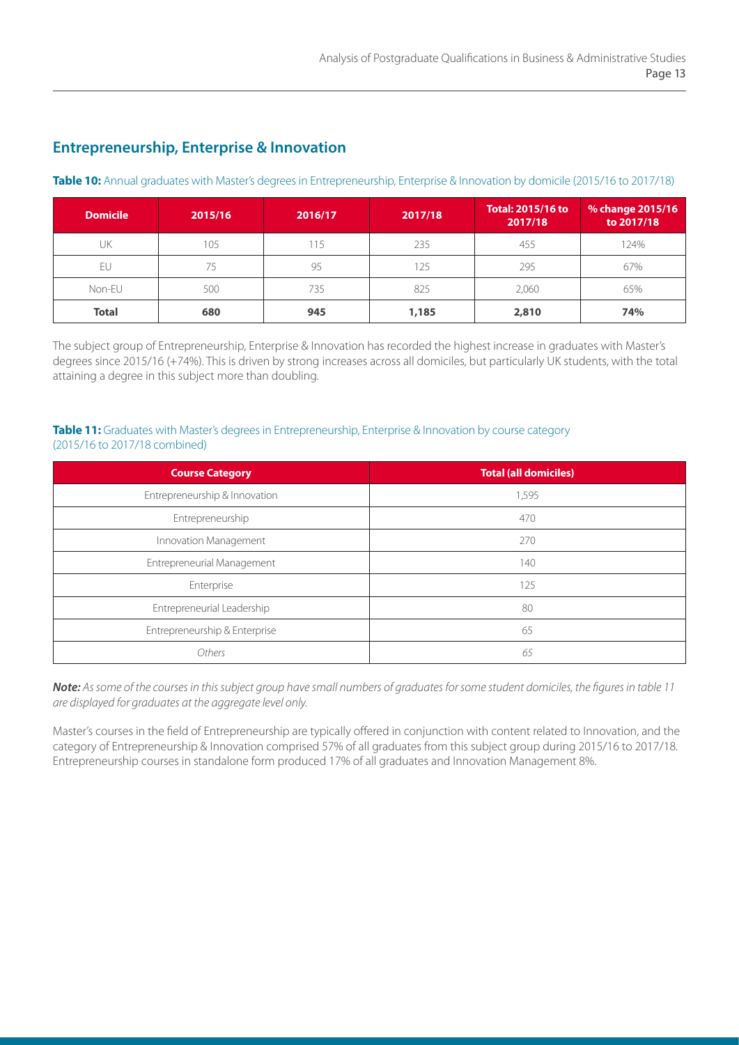## Entrepreneurship, Enterprise & Innovation

**Table 10:** Annual graduates with Master's degrees in Entrepreneurship, Enterprise & Innovation by domicile (2015/16 to 2017/18)

| Domicile | 2015/16 | 2016/17 | 2017/18 | Total: 2015/16 to 2017/18 | % change 2015/16 to 2017/18 |
|---|---|---|---|---|---|
| UK | 105 | 115 | 235 | 455 | 124% |
| EU | 75 | 95 | 125 | 295 | 67% |
| Non-EU | 500 | 735 | 825 | 2,060 | 65% |
| **Total** | **680** | **945** | **1,185** | **2,810** | **74%** |

The subject group of Entrepreneurship, Enterprise & Innovation has recorded the highest increase in graduates with Master's degrees since 2015/16 (+74%). This is driven by strong increases across all domiciles, but particularly UK students, with the total attaining a degree in this subject more than doubling.

**Table 11:** Graduates with Master's degrees in Entrepreneurship, Enterprise & Innovation by course category (2015/16 to 2017/18 combined)

| Course Category | Total (all domiciles) |
|---|---|
| Entrepreneurship & Innovation | 1,595 |
| Entrepreneurship | 470 |
| Innovation Management | 270 |
| Entrepreneurial Management | 140 |
| Enterprise | 125 |
| Entrepreneurial Leadership | 80 |
| Entrepreneurship & Enterprise | 65 |
| *Others* | *65* |

***Note:*** *As some of the courses in this subject group have small numbers of graduates for some student domiciles, the figures in table 11 are displayed for graduates at the aggregate level only.*

Master's courses in the field of Entrepreneurship are typically offered in conjunction with content related to Innovation, and the category of Entrepreneurship & Innovation comprised 57% of all graduates from this subject group during 2015/16 to 2017/18. Entrepreneurship courses in standalone form produced 17% of all graduates and Innovation Management 8%.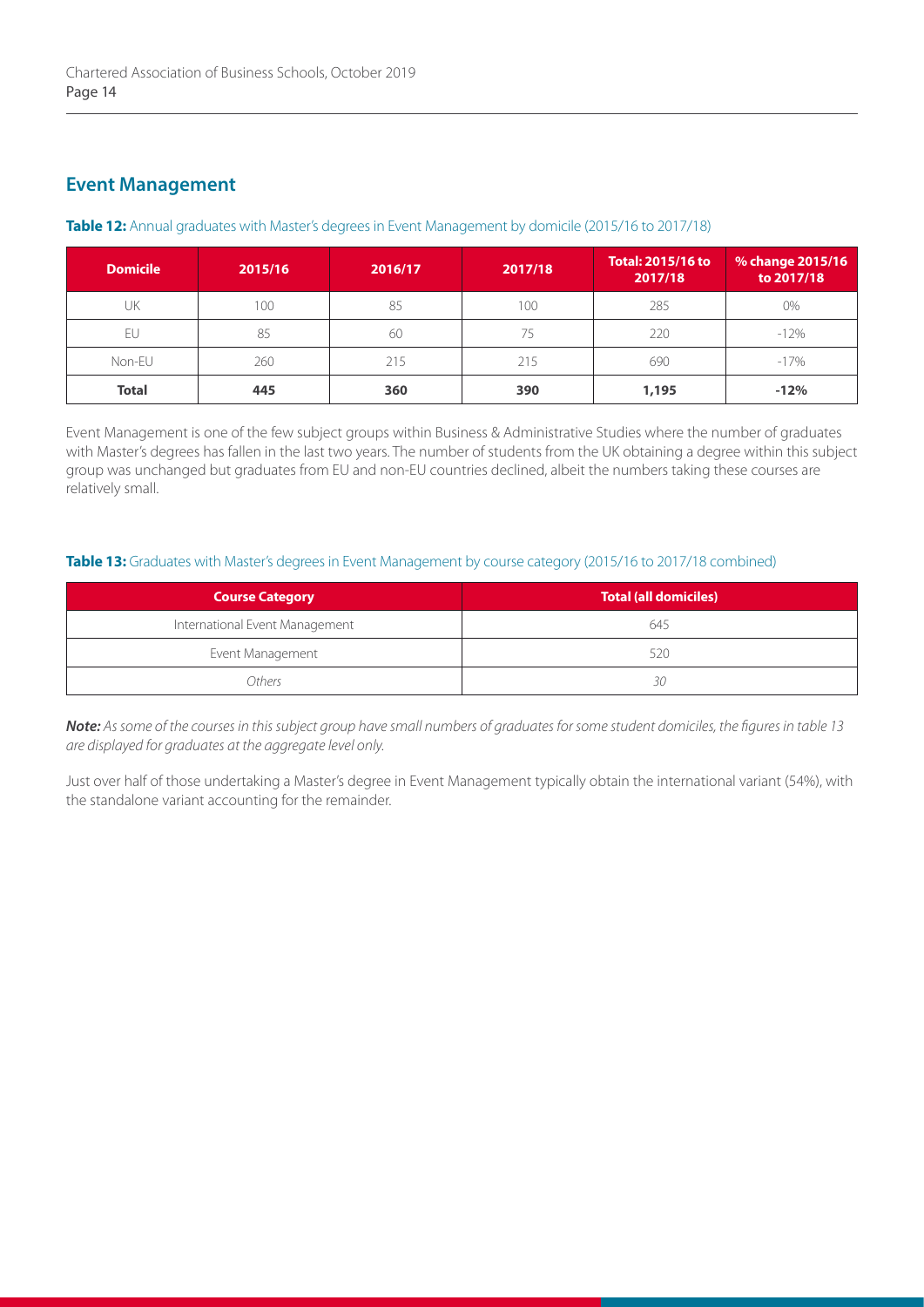## Event Management

**Table 12:** Annual graduates with Master's degrees in Event Management by domicile (2015/16 to 2017/18)

| Domicile | 2015/16 | 2016/17 | 2017/18 | Total: 2015/16 to 2017/18 | % change 2015/16 to 2017/18 |
|---|---|---|---|---|---|
| UK | 100 | 85 | 100 | 285 | 0% |
| EU | 85 | 60 | 75 | 220 | -12% |
| Non-EU | 260 | 215 | 215 | 690 | -17% |
| **Total** | **445** | **360** | **390** | **1,195** | **-12%** |

Event Management is one of the few subject groups within Business & Administrative Studies where the number of graduates with Master's degrees has fallen in the last two years. The number of students from the UK obtaining a degree within this subject group was unchanged but graduates from EU and non-EU countries declined, albeit the numbers taking these courses are relatively small.

**Table 13:** Graduates with Master's degrees in Event Management by course category (2015/16 to 2017/18 combined)

| Course Category | Total (all domiciles) |
|---|---|
| International Event Management | 645 |
| Event Management | 520 |
| *Others* | *30* |

***Note:*** *As some of the courses in this subject group have small numbers of graduates for some student domiciles, the figures in table 13 are displayed for graduates at the aggregate level only.*

Just over half of those undertaking a Master's degree in Event Management typically obtain the international variant (54%), with the standalone variant accounting for the remainder.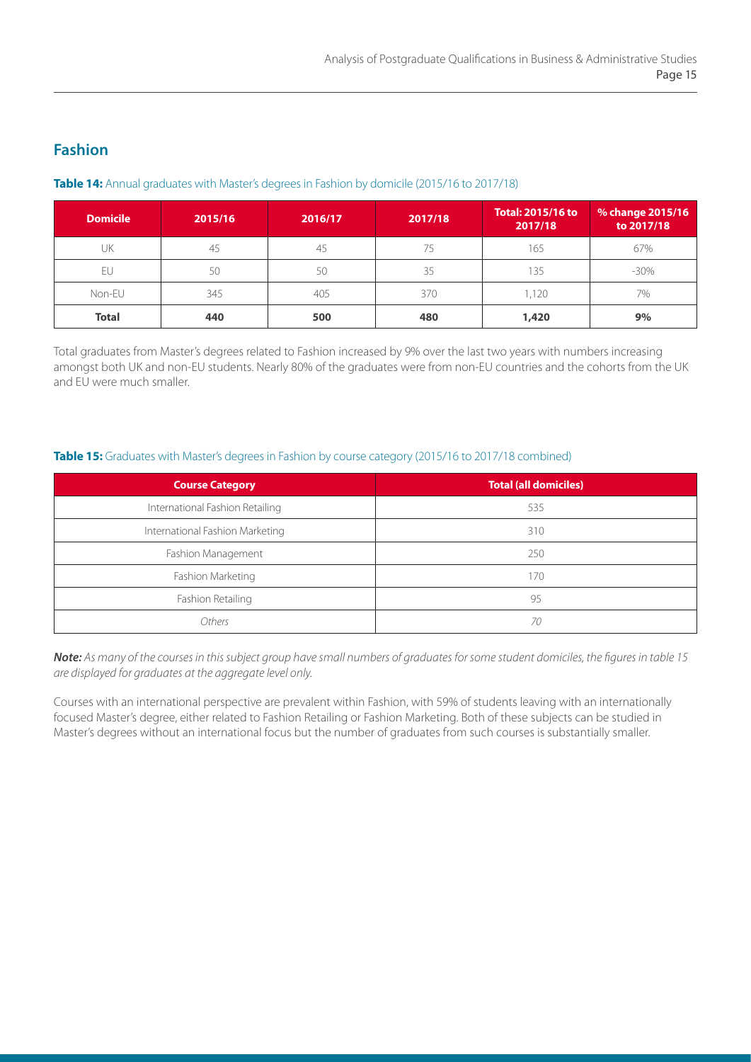## Fashion

**Table 14:** Annual graduates with Master's degrees in Fashion by domicile (2015/16 to 2017/18)

| Domicile | 2015/16 | 2016/17 | 2017/18 | Total: 2015/16 to 2017/18 | % change 2015/16 to 2017/18 |
|---|---|---|---|---|---|
| UK | 45 | 45 | 75 | 165 | 67% |
| EU | 50 | 50 | 35 | 135 | -30% |
| Non-EU | 345 | 405 | 370 | 1,120 | 7% |
| **Total** | **440** | **500** | **480** | **1,420** | **9%** |

Total graduates from Master's degrees related to Fashion increased by 9% over the last two years with numbers increasing amongst both UK and non-EU students. Nearly 80% of the graduates were from non-EU countries and the cohorts from the UK and EU were much smaller.

**Table 15:** Graduates with Master's degrees in Fashion by course category (2015/16 to 2017/18 combined)

| Course Category | Total (all domiciles) |
|---|---|
| International Fashion Retailing | 535 |
| International Fashion Marketing | 310 |
| Fashion Management | 250 |
| Fashion Marketing | 170 |
| Fashion Retailing | 95 |
| *Others* | *70* |

***Note:*** *As many of the courses in this subject group have small numbers of graduates for some student domiciles, the figures in table 15 are displayed for graduates at the aggregate level only.*

Courses with an international perspective are prevalent within Fashion, with 59% of students leaving with an internationally focused Master's degree, either related to Fashion Retailing or Fashion Marketing. Both of these subjects can be studied in Master's degrees without an international focus but the number of graduates from such courses is substantially smaller.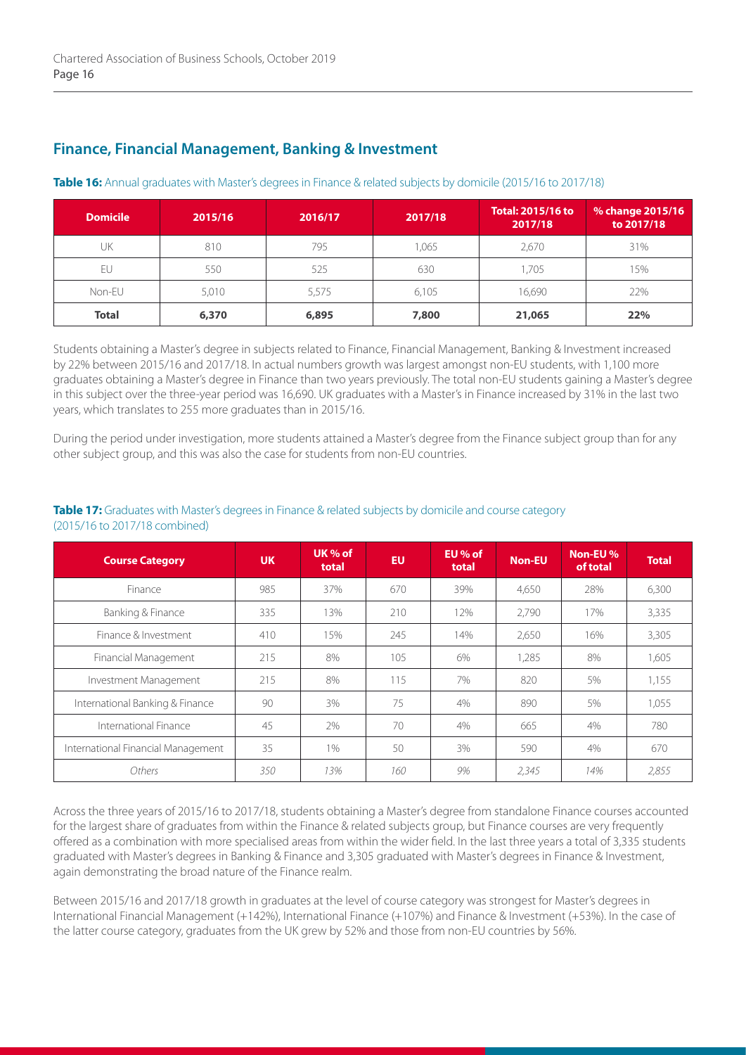## Finance, Financial Management, Banking & Investment

**Table 16:** Annual graduates with Master's degrees in Finance & related subjects by domicile (2015/16 to 2017/18)

| Domicile | 2015/16 | 2016/17 | 2017/18 | Total: 2015/16 to 2017/18 | % change 2015/16 to 2017/18 |
|---|---|---|---|---|---|
| UK | 810 | 795 | 1,065 | 2,670 | 31% |
| EU | 550 | 525 | 630 | 1,705 | 15% |
| Non-EU | 5,010 | 5,575 | 6,105 | 16,690 | 22% |
| **Total** | **6,370** | **6,895** | **7,800** | **21,065** | **22%** |

Students obtaining a Master's degree in subjects related to Finance, Financial Management, Banking & Investment increased by 22% between 2015/16 and 2017/18. In actual numbers growth was largest amongst non-EU students, with 1,100 more graduates obtaining a Master's degree in Finance than two years previously. The total non-EU students gaining a Master's degree in this subject over the three-year period was 16,690. UK graduates with a Master's in Finance increased by 31% in the last two years, which translates to 255 more graduates than in 2015/16.

During the period under investigation, more students attained a Master's degree from the Finance subject group than for any other subject group, and this was also the case for students from non-EU countries.

**Table 17:** Graduates with Master's degrees in Finance & related subjects by domicile and course category (2015/16 to 2017/18 combined)

| Course Category | UK | UK % of total | EU | EU % of total | Non-EU | Non-EU % of total | Total |
|---|---|---|---|---|---|---|---|
| Finance | 985 | 37% | 670 | 39% | 4,650 | 28% | 6,300 |
| Banking & Finance | 335 | 13% | 210 | 12% | 2,790 | 17% | 3,335 |
| Finance & Investment | 410 | 15% | 245 | 14% | 2,650 | 16% | 3,305 |
| Financial Management | 215 | 8% | 105 | 6% | 1,285 | 8% | 1,605 |
| Investment Management | 215 | 8% | 115 | 7% | 820 | 5% | 1,155 |
| International Banking & Finance | 90 | 3% | 75 | 4% | 890 | 5% | 1,055 |
| International Finance | 45 | 2% | 70 | 4% | 665 | 4% | 780 |
| International Financial Management | 35 | 1% | 50 | 3% | 590 | 4% | 670 |
| *Others* | *350* | *13%* | *160* | *9%* | *2,345* | *14%* | *2,855* |

Across the three years of 2015/16 to 2017/18, students obtaining a Master's degree from standalone Finance courses accounted for the largest share of graduates from within the Finance & related subjects group, but Finance courses are very frequently offered as a combination with more specialised areas from within the wider field. In the last three years a total of 3,335 students graduated with Master's degrees in Banking & Finance and 3,305 graduated with Master's degrees in Finance & Investment, again demonstrating the broad nature of the Finance realm.

Between 2015/16 and 2017/18 growth in graduates at the level of course category was strongest for Master's degrees in International Financial Management (+142%), International Finance (+107%) and Finance & Investment (+53%). In the case of the latter course category, graduates from the UK grew by 52% and those from non-EU countries by 56%.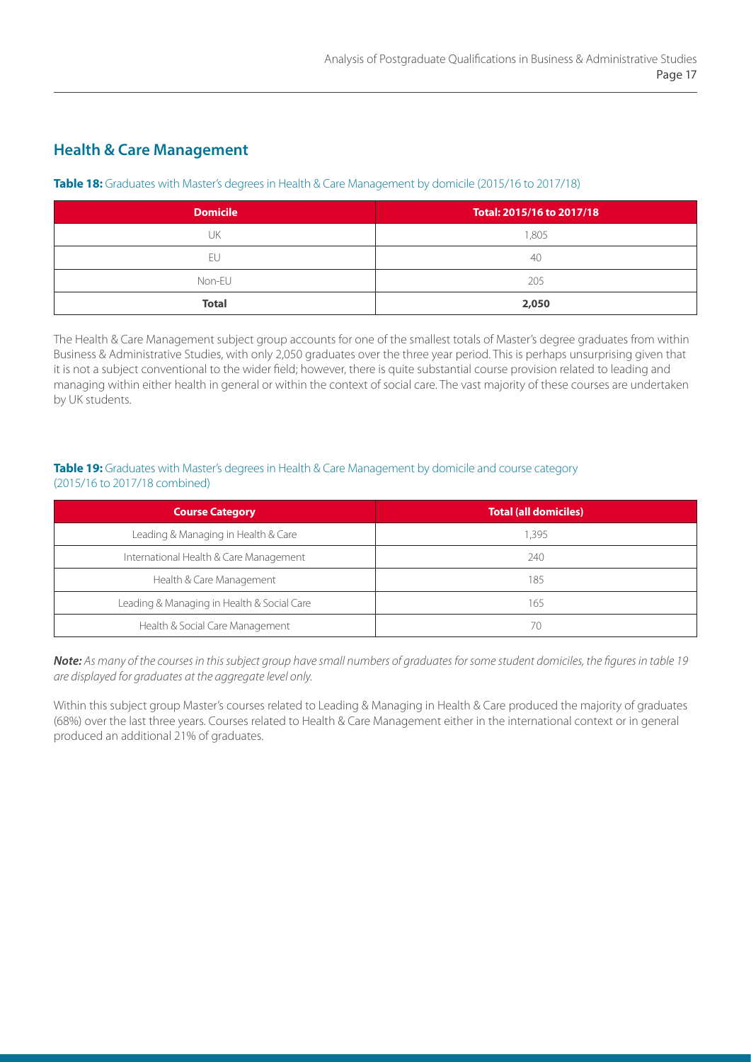## Health & Care Management

**Table 18:** Graduates with Master's degrees in Health & Care Management by domicile (2015/16 to 2017/18)

| Domicile | Total: 2015/16 to 2017/18 |
|---|---|
| UK | 1,805 |
| EU | 40 |
| Non-EU | 205 |
| **Total** | **2,050** |

The Health & Care Management subject group accounts for one of the smallest totals of Master's degree graduates from within Business & Administrative Studies, with only 2,050 graduates over the three year period. This is perhaps unsurprising given that it is not a subject conventional to the wider field; however, there is quite substantial course provision related to leading and managing within either health in general or within the context of social care. The vast majority of these courses are undertaken by UK students.

**Table 19:** Graduates with Master's degrees in Health & Care Management by domicile and course category (2015/16 to 2017/18 combined)

| Course Category | Total (all domiciles) |
|---|---|
| Leading & Managing in Health & Care | 1,395 |
| International Health & Care Management | 240 |
| Health & Care Management | 185 |
| Leading & Managing in Health & Social Care | 165 |
| Health & Social Care Management | 70 |

***Note:*** *As many of the courses in this subject group have small numbers of graduates for some student domiciles, the figures in table 19 are displayed for graduates at the aggregate level only.*

Within this subject group Master's courses related to Leading & Managing in Health & Care produced the majority of graduates (68%) over the last three years. Courses related to Health & Care Management either in the international context or in general produced an additional 21% of graduates.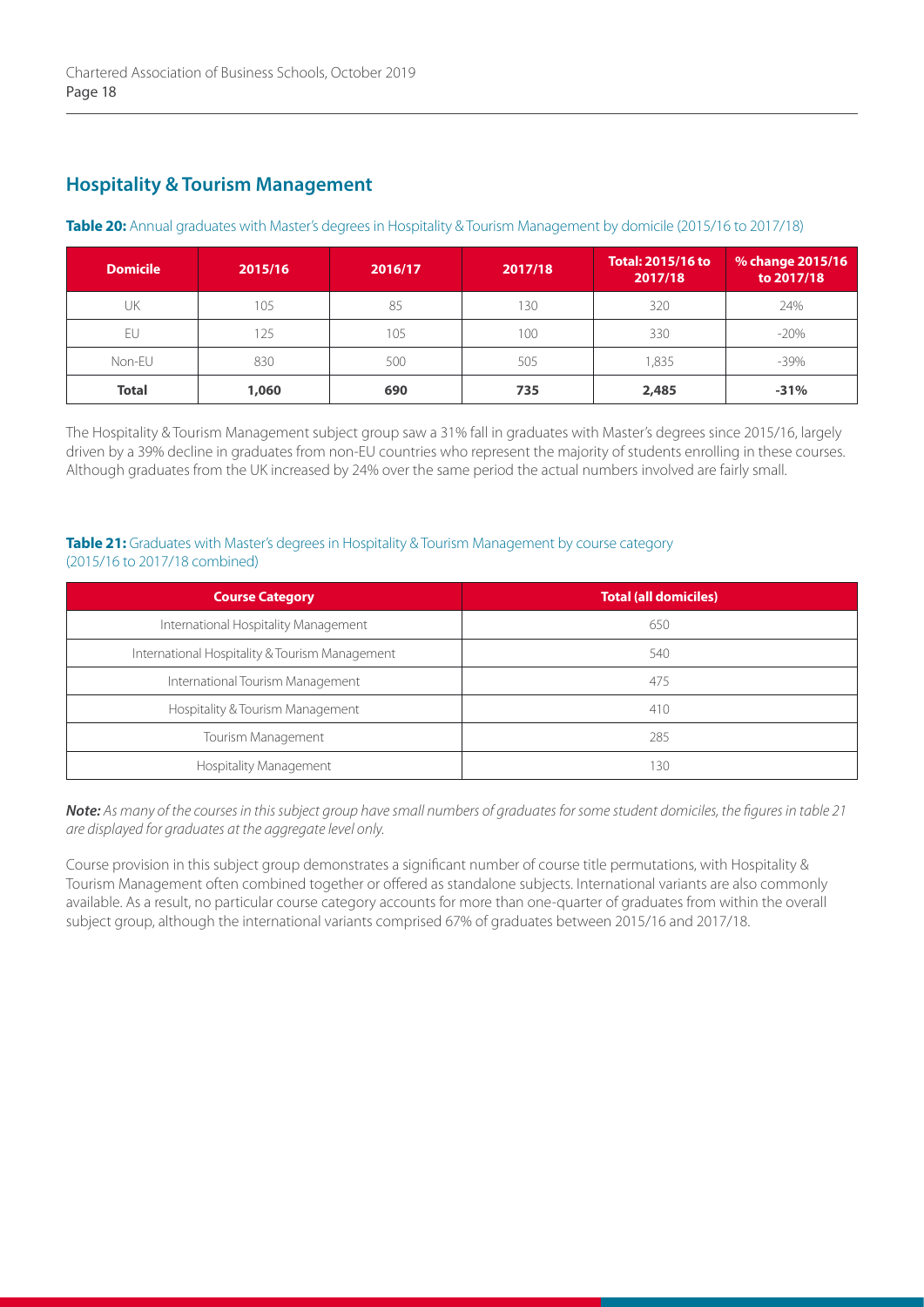## Hospitality & Tourism Management

**Table 20:** Annual graduates with Master's degrees in Hospitality & Tourism Management by domicile (2015/16 to 2017/18)

| Domicile | 2015/16 | 2016/17 | 2017/18 | Total: 2015/16 to 2017/18 | % change 2015/16 to 2017/18 |
|---|---|---|---|---|---|
| UK | 105 | 85 | 130 | 320 | 24% |
| EU | 125 | 105 | 100 | 330 | -20% |
| Non-EU | 830 | 500 | 505 | 1,835 | -39% |
| **Total** | **1,060** | **690** | **735** | **2,485** | **-31%** |

The Hospitality & Tourism Management subject group saw a 31% fall in graduates with Master's degrees since 2015/16, largely driven by a 39% decline in graduates from non-EU countries who represent the majority of students enrolling in these courses. Although graduates from the UK increased by 24% over the same period the actual numbers involved are fairly small.

**Table 21:** Graduates with Master's degrees in Hospitality & Tourism Management by course category (2015/16 to 2017/18 combined)

| Course Category | Total (all domiciles) |
|---|---|
| International Hospitality Management | 650 |
| International Hospitality & Tourism Management | 540 |
| International Tourism Management | 475 |
| Hospitality & Tourism Management | 410 |
| Tourism Management | 285 |
| Hospitality Management | 130 |

***Note:*** *As many of the courses in this subject group have small numbers of graduates for some student domiciles, the figures in table 21 are displayed for graduates at the aggregate level only.*

Course provision in this subject group demonstrates a significant number of course title permutations, with Hospitality & Tourism Management often combined together or offered as standalone subjects. International variants are also commonly available. As a result, no particular course category accounts for more than one-quarter of graduates from within the overall subject group, although the international variants comprised 67% of graduates between 2015/16 and 2017/18.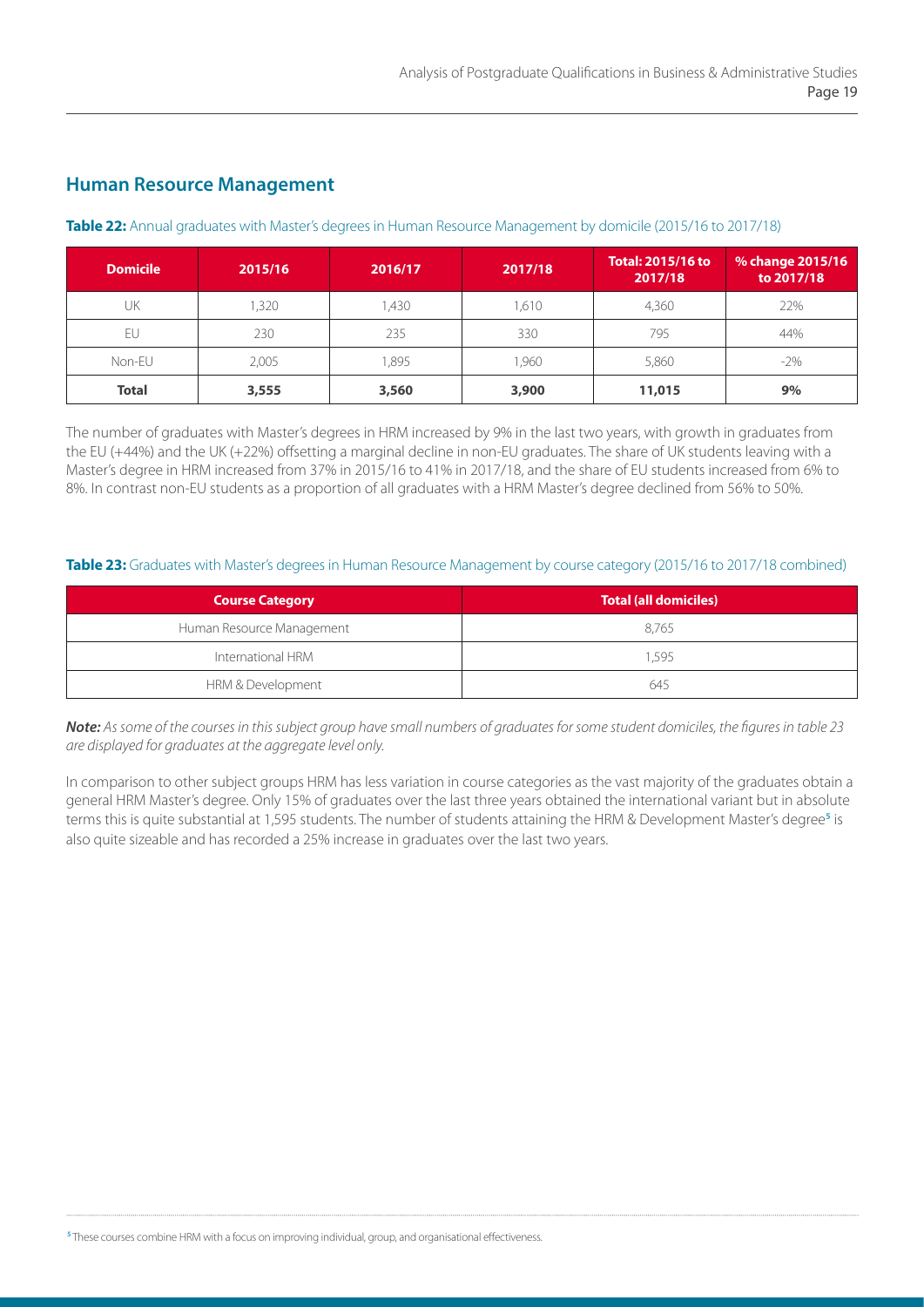## Human Resource Management

**Table 22:** Annual graduates with Master's degrees in Human Resource Management by domicile (2015/16 to 2017/18)

| Domicile | 2015/16 | 2016/17 | 2017/18 | Total: 2015/16 to 2017/18 | % change 2015/16 to 2017/18 |
|---|---|---|---|---|---|
| UK | 1,320 | 1,430 | 1,610 | 4,360 | 22% |
| EU | 230 | 235 | 330 | 795 | 44% |
| Non-EU | 2,005 | 1,895 | 1,960 | 5,860 | -2% |
| **Total** | **3,555** | **3,560** | **3,900** | **11,015** | **9%** |

The number of graduates with Master's degrees in HRM increased by 9% in the last two years, with growth in graduates from the EU (+44%) and the UK (+22%) offsetting a marginal decline in non-EU graduates. The share of UK students leaving with a Master's degree in HRM increased from 37% in 2015/16 to 41% in 2017/18, and the share of EU students increased from 6% to 8%. In contrast non-EU students as a proportion of all graduates with a HRM Master's degree declined from 56% to 50%.

**Table 23:** Graduates with Master's degrees in Human Resource Management by course category (2015/16 to 2017/18 combined)

| Course Category | Total (all domiciles) |
|---|---|
| Human Resource Management | 8,765 |
| International HRM | 1,595 |
| HRM & Development | 645 |

***Note:*** *As some of the courses in this subject group have small numbers of graduates for some student domiciles, the figures in table 23 are displayed for graduates at the aggregate level only.*

In comparison to other subject groups HRM has less variation in course categories as the vast majority of the graduates obtain a general HRM Master's degree. Only 15% of graduates over the last three years obtained the international variant but in absolute terms this is quite substantial at 1,595 students. The number of students attaining the HRM & Development Master's degree[5] is also quite sizeable and has recorded a 25% increase in graduates over the last two years.

[5] These courses combine HRM with a focus on improving individual, group, and organisational effectiveness.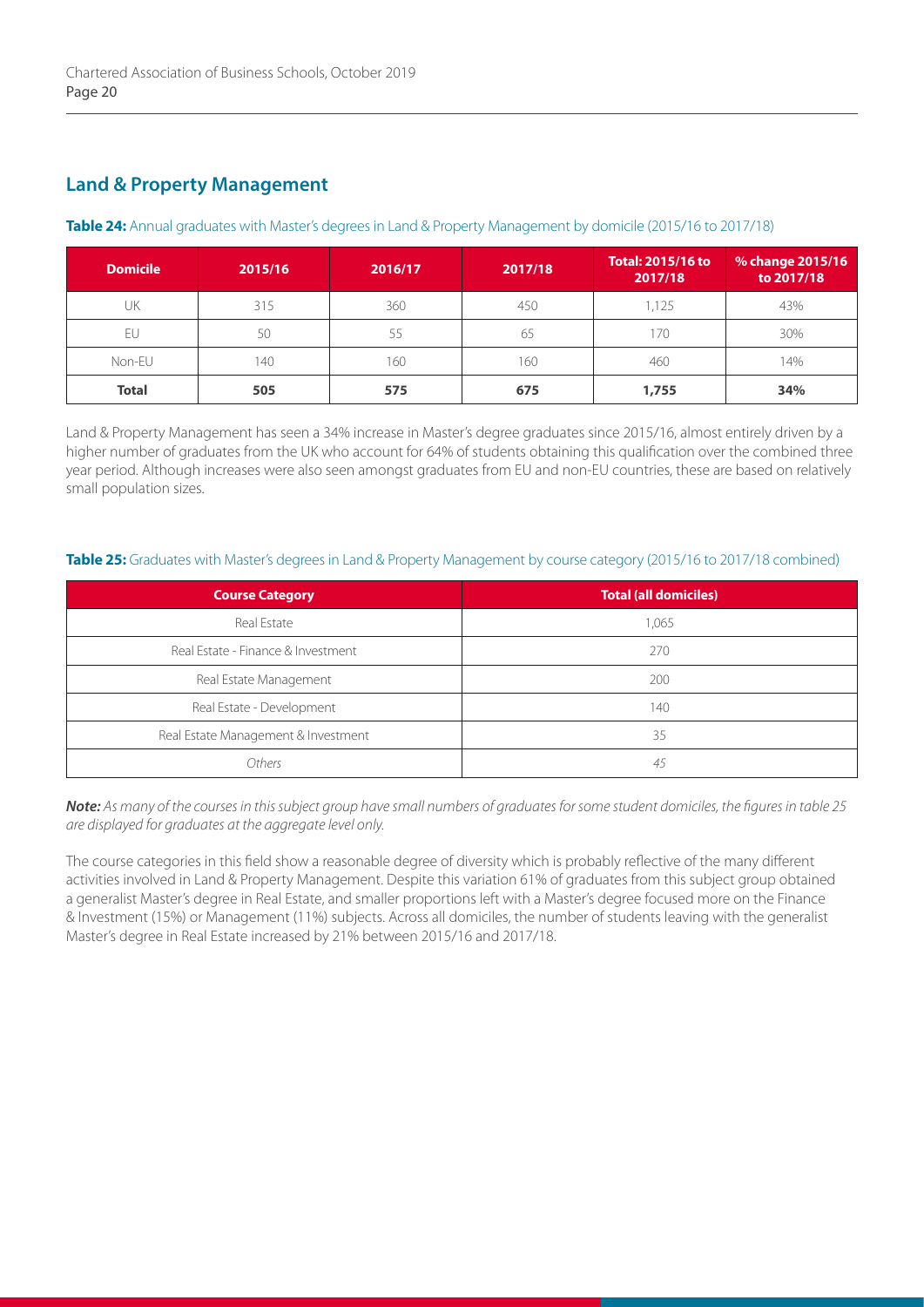## Land & Property Management

**Table 24:** Annual graduates with Master's degrees in Land & Property Management by domicile (2015/16 to 2017/18)

| Domicile | 2015/16 | 2016/17 | 2017/18 | Total: 2015/16 to 2017/18 | % change 2015/16 to 2017/18 |
|---|---|---|---|---|---|
| UK | 315 | 360 | 450 | 1,125 | 43% |
| EU | 50 | 55 | 65 | 170 | 30% |
| Non-EU | 140 | 160 | 160 | 460 | 14% |
| **Total** | **505** | **575** | **675** | **1,755** | **34%** |

Land & Property Management has seen a 34% increase in Master's degree graduates since 2015/16, almost entirely driven by a higher number of graduates from the UK who account for 64% of students obtaining this qualification over the combined three year period. Although increases were also seen amongst graduates from EU and non-EU countries, these are based on relatively small population sizes.

**Table 25:** Graduates with Master's degrees in Land & Property Management by course category (2015/16 to 2017/18 combined)

| Course Category | Total (all domiciles) |
|---|---|
| Real Estate | 1,065 |
| Real Estate - Finance & Investment | 270 |
| Real Estate Management | 200 |
| Real Estate - Development | 140 |
| Real Estate Management & Investment | 35 |
| *Others* | *45* |

***Note:*** *As many of the courses in this subject group have small numbers of graduates for some student domiciles, the figures in table 25 are displayed for graduates at the aggregate level only.*

The course categories in this field show a reasonable degree of diversity which is probably reflective of the many different activities involved in Land & Property Management. Despite this variation 61% of graduates from this subject group obtained a generalist Master's degree in Real Estate, and smaller proportions left with a Master's degree focused more on the Finance & Investment (15%) or Management (11%) subjects. Across all domiciles, the number of students leaving with the generalist Master's degree in Real Estate increased by 21% between 2015/16 and 2017/18.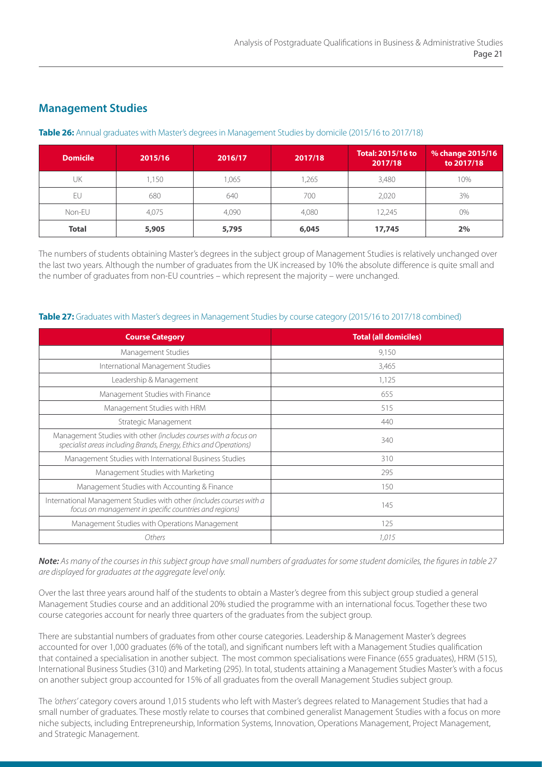## Management Studies

**Table 26:** Annual graduates with Master's degrees in Management Studies by domicile (2015/16 to 2017/18)

| Domicile | 2015/16 | 2016/17 | 2017/18 | Total: 2015/16 to 2017/18 | % change 2015/16 to 2017/18 |
|---|---|---|---|---|---|
| UK | 1,150 | 1,065 | 1,265 | 3,480 | 10% |
| EU | 680 | 640 | 700 | 2,020 | 3% |
| Non-EU | 4,075 | 4,090 | 4,080 | 12,245 | 0% |
| **Total** | **5,905** | **5,795** | **6,045** | **17,745** | **2%** |

The numbers of students obtaining Master's degrees in the subject group of Management Studies is relatively unchanged over the last two years. Although the number of graduates from the UK increased by 10% the absolute difference is quite small and the number of graduates from non-EU countries – which represent the majority – were unchanged.

**Table 27:** Graduates with Master's degrees in Management Studies by course category (2015/16 to 2017/18 combined)

| Course Category | Total (all domiciles) |
|---|---|
| Management Studies | 9,150 |
| International Management Studies | 3,465 |
| Leadership & Management | 1,125 |
| Management Studies with Finance | 655 |
| Management Studies with HRM | 515 |
| Strategic Management | 440 |
| Management Studies with other *(includes courses with a focus on specialist areas including Brands, Energy, Ethics and Operations)* | 340 |
| Management Studies with International Business Studies | 310 |
| Management Studies with Marketing | 295 |
| Management Studies with Accounting & Finance | 150 |
| International Management Studies with other *(includes courses with a focus on management in specific countries and regions)* | 145 |
| Management Studies with Operations Management | 125 |
| *Others* | *1,015* |

***Note:*** *As many of the courses in this subject group have small numbers of graduates for some student domiciles, the figures in table 27 are displayed for graduates at the aggregate level only.*

Over the last three years around half of the students to obtain a Master's degree from this subject group studied a general Management Studies course and an additional 20% studied the programme with an international focus. Together these two course categories account for nearly three quarters of the graduates from the subject group.

There are substantial numbers of graduates from other course categories. Leadership & Management Master's degrees accounted for over 1,000 graduates (6% of the total), and significant numbers left with a Management Studies qualification that contained a specialisation in another subject. The most common specialisations were Finance (655 graduates), HRM (515), International Business Studies (310) and Marketing (295). In total, students attaining a Management Studies Master's with a focus on another subject group accounted for 15% of all graduates from the overall Management Studies subject group.

The *'others'* category covers around 1,015 students who left with Master's degrees related to Management Studies that had a small number of graduates. These mostly relate to courses that combined generalist Management Studies with a focus on more niche subjects, including Entrepreneurship, Information Systems, Innovation, Operations Management, Project Management, and Strategic Management.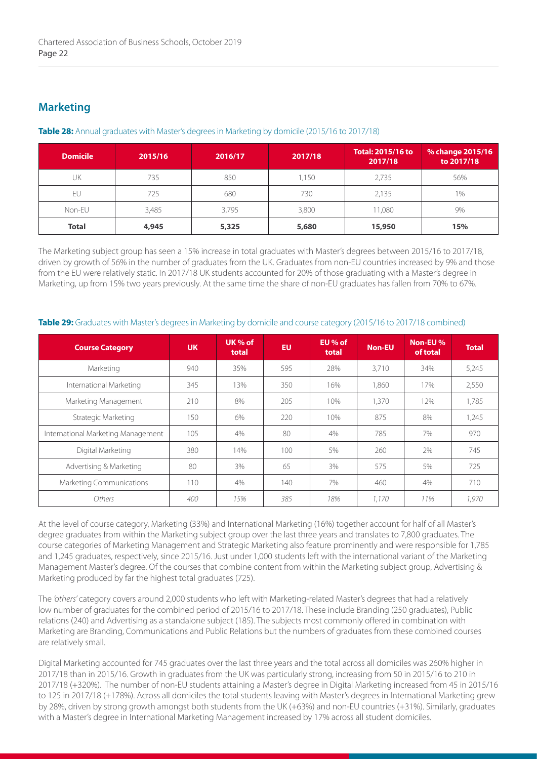## Marketing

**Table 28:** Annual graduates with Master's degrees in Marketing by domicile (2015/16 to 2017/18)

| Domicile | 2015/16 | 2016/17 | 2017/18 | Total: 2015/16 to 2017/18 | % change 2015/16 to 2017/18 |
|---|---|---|---|---|---|
| UK | 735 | 850 | 1,150 | 2,735 | 56% |
| EU | 725 | 680 | 730 | 2,135 | 1% |
| Non-EU | 3,485 | 3,795 | 3,800 | 11,080 | 9% |
| **Total** | **4,945** | **5,325** | **5,680** | **15,950** | **15%** |

The Marketing subject group has seen a 15% increase in total graduates with Master's degrees between 2015/16 to 2017/18, driven by growth of 56% in the number of graduates from the UK. Graduates from non-EU countries increased by 9% and those from the EU were relatively static. In 2017/18 UK students accounted for 20% of those graduating with a Master's degree in Marketing, up from 15% two years previously. At the same time the share of non-EU graduates has fallen from 70% to 67%.

**Table 29:** Graduates with Master's degrees in Marketing by domicile and course category (2015/16 to 2017/18 combined)

| Course Category | UK | UK % of total | EU | EU % of total | Non-EU | Non-EU % of total | Total |
|---|---|---|---|---|---|---|---|
| Marketing | 940 | 35% | 595 | 28% | 3,710 | 34% | 5,245 |
| International Marketing | 345 | 13% | 350 | 16% | 1,860 | 17% | 2,550 |
| Marketing Management | 210 | 8% | 205 | 10% | 1,370 | 12% | 1,785 |
| Strategic Marketing | 150 | 6% | 220 | 10% | 875 | 8% | 1,245 |
| International Marketing Management | 105 | 4% | 80 | 4% | 785 | 7% | 970 |
| Digital Marketing | 380 | 14% | 100 | 5% | 260 | 2% | 745 |
| Advertising & Marketing | 80 | 3% | 65 | 3% | 575 | 5% | 725 |
| Marketing Communications | 110 | 4% | 140 | 7% | 460 | 4% | 710 |
| *Others* | *400* | *15%* | *385* | *18%* | *1,170* | *11%* | *1,970* |

At the level of course category, Marketing (33%) and International Marketing (16%) together account for half of all Master's degree graduates from within the Marketing subject group over the last three years and translates to 7,800 graduates. The course categories of Marketing Management and Strategic Marketing also feature prominently and were responsible for 1,785 and 1,245 graduates, respectively, since 2015/16. Just under 1,000 students left with the international variant of the Marketing Management Master's degree. Of the courses that combine content from within the Marketing subject group, Advertising & Marketing produced by far the highest total graduates (725).

The *'others'* category covers around 2,000 students who left with Marketing-related Master's degrees that had a relatively low number of graduates for the combined period of 2015/16 to 2017/18. These include Branding (250 graduates), Public relations (240) and Advertising as a standalone subject (185). The subjects most commonly offered in combination with Marketing are Branding, Communications and Public Relations but the numbers of graduates from these combined courses are relatively small.

Digital Marketing accounted for 745 graduates over the last three years and the total across all domiciles was 260% higher in 2017/18 than in 2015/16. Growth in graduates from the UK was particularly strong, increasing from 50 in 2015/16 to 210 in 2017/18 (+320%). The number of non-EU students attaining a Master's degree in Digital Marketing increased from 45 in 2015/16 to 125 in 2017/18 (+178%). Across all domiciles the total students leaving with Master's degrees in International Marketing grew by 28%, driven by strong growth amongst both students from the UK (+63%) and non-EU countries (+31%). Similarly, graduates with a Master's degree in International Marketing Management increased by 17% across all student domiciles.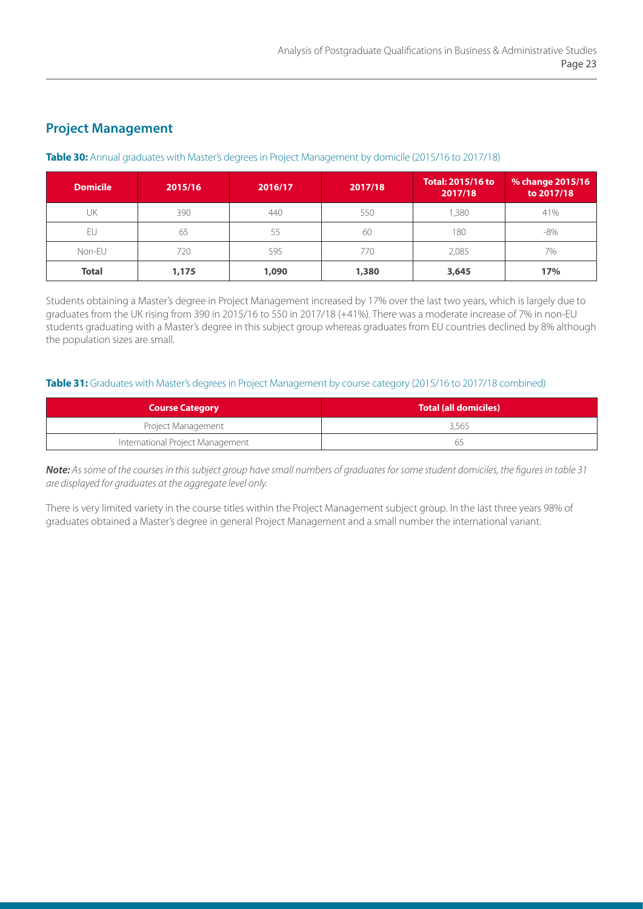## Project Management

**Table 30:** Annual graduates with Master's degrees in Project Management by domicile (2015/16 to 2017/18)

| Domicile | 2015/16 | 2016/17 | 2017/18 | Total: 2015/16 to 2017/18 | % change 2015/16 to 2017/18 |
|---|---|---|---|---|---|
| UK | 390 | 440 | 550 | 1,380 | 41% |
| EU | 65 | 55 | 60 | 180 | -8% |
| Non-EU | 720 | 595 | 770 | 2,085 | 7% |
| **Total** | **1,175** | **1,090** | **1,380** | **3,645** | **17%** |

Students obtaining a Master's degree in Project Management increased by 17% over the last two years, which is largely due to graduates from the UK rising from 390 in 2015/16 to 550 in 2017/18 (+41%). There was a moderate increase of 7% in non-EU students graduating with a Master's degree in this subject group whereas graduates from EU countries declined by 8% although the population sizes are small.

**Table 31:** Graduates with Master's degrees in Project Management by course category (2015/16 to 2017/18 combined)

| Course Category | Total (all domiciles) |
|---|---|
| Project Management | 3,565 |
| International Project Management | 65 |

***Note:*** *As some of the courses in this subject group have small numbers of graduates for some student domiciles, the figures in table 31 are displayed for graduates at the aggregate level only.*

There is very limited variety in the course titles within the Project Management subject group. In the last three years 98% of graduates obtained a Master's degree in general Project Management and a small number the international variant.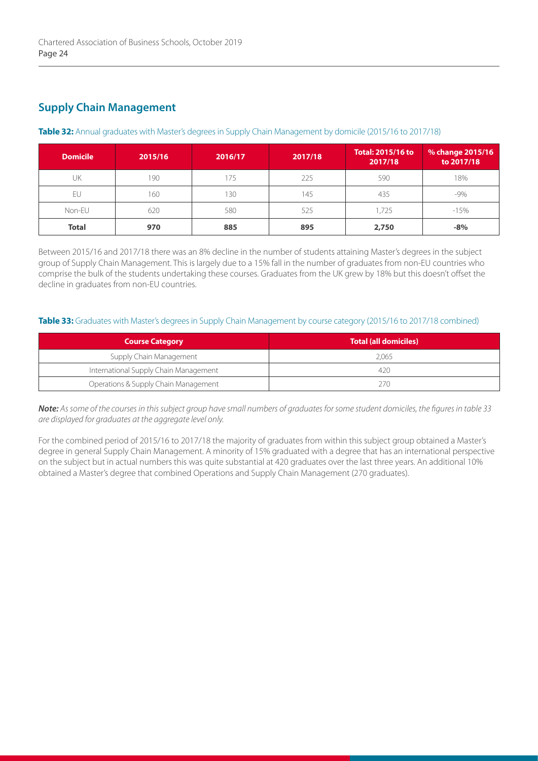## Supply Chain Management

**Table 32:** Annual graduates with Master's degrees in Supply Chain Management by domicile (2015/16 to 2017/18)

| Domicile | 2015/16 | 2016/17 | 2017/18 | Total: 2015/16 to 2017/18 | % change 2015/16 to 2017/18 |
|---|---|---|---|---|---|
| UK | 190 | 175 | 225 | 590 | 18% |
| EU | 160 | 130 | 145 | 435 | -9% |
| Non-EU | 620 | 580 | 525 | 1,725 | -15% |
| **Total** | **970** | **885** | **895** | **2,750** | **-8%** |

Between 2015/16 and 2017/18 there was an 8% decline in the number of students attaining Master's degrees in the subject group of Supply Chain Management. This is largely due to a 15% fall in the number of graduates from non-EU countries who comprise the bulk of the students undertaking these courses. Graduates from the UK grew by 18% but this doesn't offset the decline in graduates from non-EU countries.

**Table 33:** Graduates with Master's degrees in Supply Chain Management by course category (2015/16 to 2017/18 combined)

| Course Category | Total (all domiciles) |
|---|---|
| Supply Chain Management | 2,065 |
| International Supply Chain Management | 420 |
| Operations & Supply Chain Management | 270 |

***Note:*** *As some of the courses in this subject group have small numbers of graduates for some student domiciles, the figures in table 33 are displayed for graduates at the aggregate level only.*

For the combined period of 2015/16 to 2017/18 the majority of graduates from within this subject group obtained a Master's degree in general Supply Chain Management. A minority of 15% graduated with a degree that has an international perspective on the subject but in actual numbers this was quite substantial at 420 graduates over the last three years. An additional 10% obtained a Master's degree that combined Operations and Supply Chain Management (270 graduates).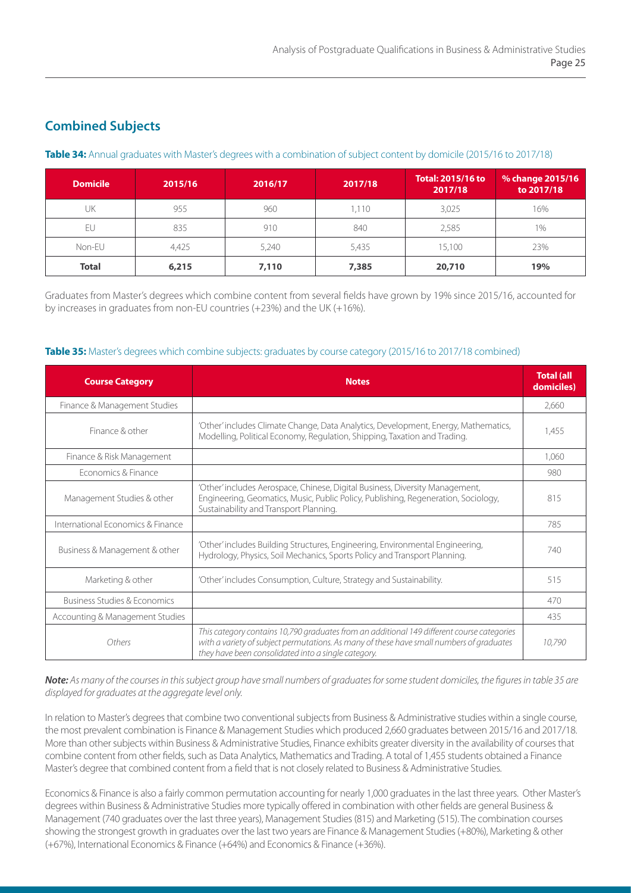## Combined Subjects

**Table 34:** Annual graduates with Master's degrees with a combination of subject content by domicile (2015/16 to 2017/18)

| Domicile | 2015/16 | 2016/17 | 2017/18 | Total: 2015/16 to 2017/18 | % change 2015/16 to 2017/18 |
|---|---|---|---|---|---|
| UK | 955 | 960 | 1,110 | 3,025 | 16% |
| EU | 835 | 910 | 840 | 2,585 | 1% |
| Non-EU | 4,425 | 5,240 | 5,435 | 15,100 | 23% |
| **Total** | **6,215** | **7,110** | **7,385** | **20,710** | **19%** |

Graduates from Master's degrees which combine content from several fields have grown by 19% since 2015/16, accounted for by increases in graduates from non-EU countries (+23%) and the UK (+16%).

**Table 35:** Master's degrees which combine subjects: graduates by course category (2015/16 to 2017/18 combined)

| Course Category | Notes | Total (all domiciles) |
|---|---|---|
| Finance & Management Studies | | 2,660 |
| Finance & other | 'Other' includes Climate Change, Data Analytics, Development, Energy, Mathematics, Modelling, Political Economy, Regulation, Shipping, Taxation and Trading. | 1,455 |
| Finance & Risk Management | | 1,060 |
| Economics & Finance | | 980 |
| Management Studies & other | 'Other' includes Aerospace, Chinese, Digital Business, Diversity Management, Engineering, Geomatics, Music, Public Policy, Publishing, Regeneration, Sociology, Sustainability and Transport Planning. | 815 |
| International Economics & Finance | | 785 |
| Business & Management & other | 'Other' includes Building Structures, Engineering, Environmental Engineering, Hydrology, Physics, Soil Mechanics, Sports Policy and Transport Planning. | 740 |
| Marketing & other | 'Other' includes Consumption, Culture, Strategy and Sustainability. | 515 |
| Business Studies & Economics | | 470 |
| Accounting & Management Studies | | 435 |
| *Others* | *This category contains 10,790 graduates from an additional 149 different course categories with a variety of subject permutations. As many of these have small numbers of graduates they have been consolidated into a single category.* | *10,790* |

***Note:*** *As many of the courses in this subject group have small numbers of graduates for some student domiciles, the figures in table 35 are displayed for graduates at the aggregate level only.*

In relation to Master's degrees that combine two conventional subjects from Business & Administrative studies within a single course, the most prevalent combination is Finance & Management Studies which produced 2,660 graduates between 2015/16 and 2017/18. More than other subjects within Business & Administrative Studies, Finance exhibits greater diversity in the availability of courses that combine content from other fields, such as Data Analytics, Mathematics and Trading. A total of 1,455 students obtained a Finance Master's degree that combined content from a field that is not closely related to Business & Administrative Studies.

Economics & Finance is also a fairly common permutation accounting for nearly 1,000 graduates in the last three years. Other Master's degrees within Business & Administrative Studies more typically offered in combination with other fields are general Business & Management (740 graduates over the last three years), Management Studies (815) and Marketing (515). The combination courses showing the strongest growth in graduates over the last two years are Finance & Management Studies (+80%), Marketing & other (+67%), International Economics & Finance (+64%) and Economics & Finance (+36%).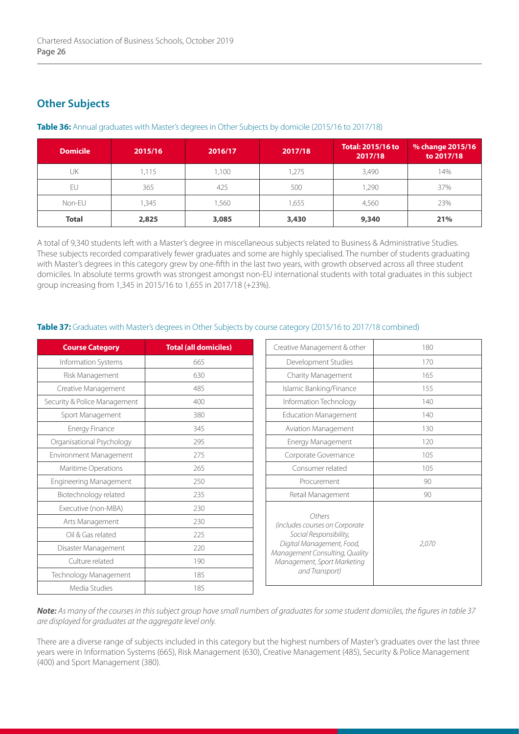## Other Subjects

**Table 36:** Annual graduates with Master's degrees in Other Subjects by domicile (2015/16 to 2017/18)

| Domicile | 2015/16 | 2016/17 | 2017/18 | Total: 2015/16 to 2017/18 | % change 2015/16 to 2017/18 |
|---|---|---|---|---|---|
| UK | 1,115 | 1,100 | 1,275 | 3,490 | 14% |
| EU | 365 | 425 | 500 | 1,290 | 37% |
| Non-EU | 1,345 | 1,560 | 1,655 | 4,560 | 23% |
| **Total** | **2,825** | **3,085** | **3,430** | **9,340** | **21%** |

A total of 9,340 students left with a Master's degree in miscellaneous subjects related to Business & Administrative Studies. These subjects recorded comparatively fewer graduates and some are highly specialised. The number of students graduating with Master's degrees in this category grew by one-fifth in the last two years, with growth observed across all three student domiciles. In absolute terms growth was strongest amongst non-EU international students with total graduates in this subject group increasing from 1,345 in 2015/16 to 1,655 in 2017/18 (+23%).

**Table 37:** Graduates with Master's degrees in Other Subjects by course category (2015/16 to 2017/18 combined)

| Course Category | Total (all domiciles) |
|---|---|
| Information Systems | 665 |
| Risk Management | 630 |
| Creative Management | 485 |
| Security & Police Management | 400 |
| Sport Management | 380 |
| Energy Finance | 345 |
| Organisational Psychology | 295 |
| Environment Management | 275 |
| Maritime Operations | 265 |
| Engineering Management | 250 |
| Biotechnology related | 235 |
| Executive (non-MBA) | 230 |
| Arts Management | 230 |
| Oil & Gas related | 225 |
| Disaster Management | 220 |
| Culture related | 190 |
| Technology Management | 185 |
| Media Studies | 185 |
| Creative Management & other | 180 |
| Development Studies | 170 |
| Charity Management | 165 |
| Islamic Banking/Finance | 155 |
| Information Technology | 140 |
| Education Management | 140 |
| Aviation Management | 130 |
| Energy Management | 120 |
| Corporate Governance | 105 |
| Consumer related | 105 |
| Procurement | 90 |
| Retail Management | 90 |
| *Others (includes courses on Corporate Social Responsibility, Digital Management, Food, Management Consulting, Quality Management, Sport Marketing and Transport)* | *2,070* |

***Note:*** *As many of the courses in this subject group have small numbers of graduates for some student domiciles, the figures in table 37 are displayed for graduates at the aggregate level only.*

There are a diverse range of subjects included in this category but the highest numbers of Master's graduates over the last three years were in Information Systems (665), Risk Management (630), Creative Management (485), Security & Police Management (400) and Sport Management (380).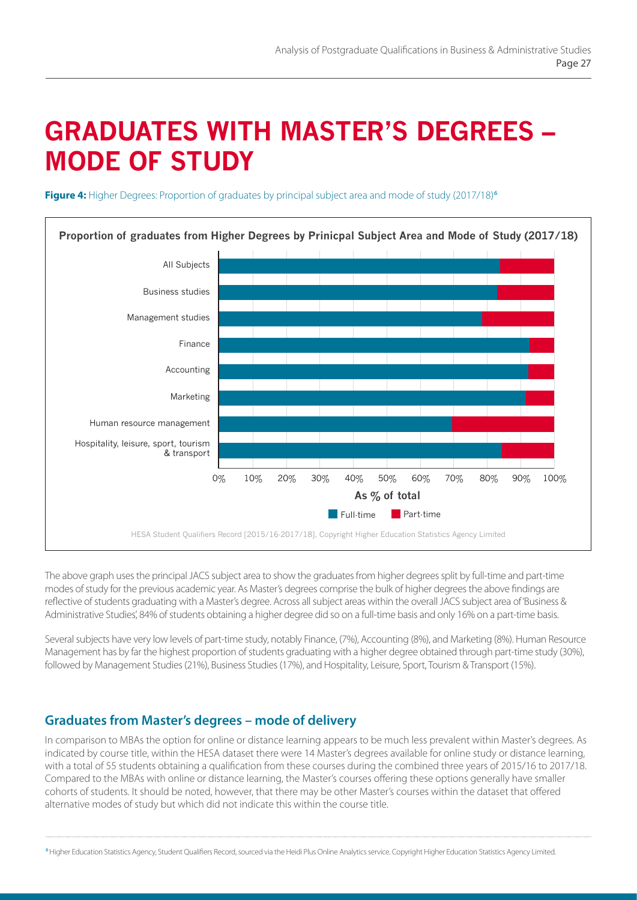# GRADUATES WITH MASTER'S DEGREES – MODE OF STUDY

**Figure 4:** Higher Degrees: Proportion of graduates by principal subject area and mode of study (2017/18)[6]

HESA Student Qualifiers Record [2015/16-2017/18], Copyright Higher Education Statistics Agency Limited

The above graph uses the principal JACS subject area to show the graduates from higher degrees split by full-time and part-time modes of study for the previous academic year. As Master's degrees comprise the bulk of higher degrees the above findings are reflective of students graduating with a Master's degree. Across all subject areas within the overall JACS subject area of 'Business & Administrative Studies', 84% of students obtaining a higher degree did so on a full-time basis and only 16% on a part-time basis.

Several subjects have very low levels of part-time study, notably Finance, (7%), Accounting (8%), and Marketing (8%). Human Resource Management has by far the highest proportion of students graduating with a higher degree obtained through part-time study (30%), followed by Management Studies (21%), Business Studies (17%), and Hospitality, Leisure, Sport, Tourism & Transport (15%).

## Graduates from Master's degrees – mode of delivery

In comparison to MBAs the option for online or distance learning appears to be much less prevalent within Master's degrees. As indicated by course title, within the HESA dataset there were 14 Master's degrees available for online study or distance learning, with a total of 55 students obtaining a qualification from these courses during the combined three years of 2015/16 to 2017/18. Compared to the MBAs with online or distance learning, the Master's courses offering these options generally have smaller cohorts of students. It should be noted, however, that there may be other Master's courses within the dataset that offered alternative modes of study but which did not indicate this within the course title.

[6] Higher Education Statistics Agency, Student Qualifiers Record, sourced via the Heidi Plus Online Analytics service. Copyright Higher Education Statistics Agency Limited.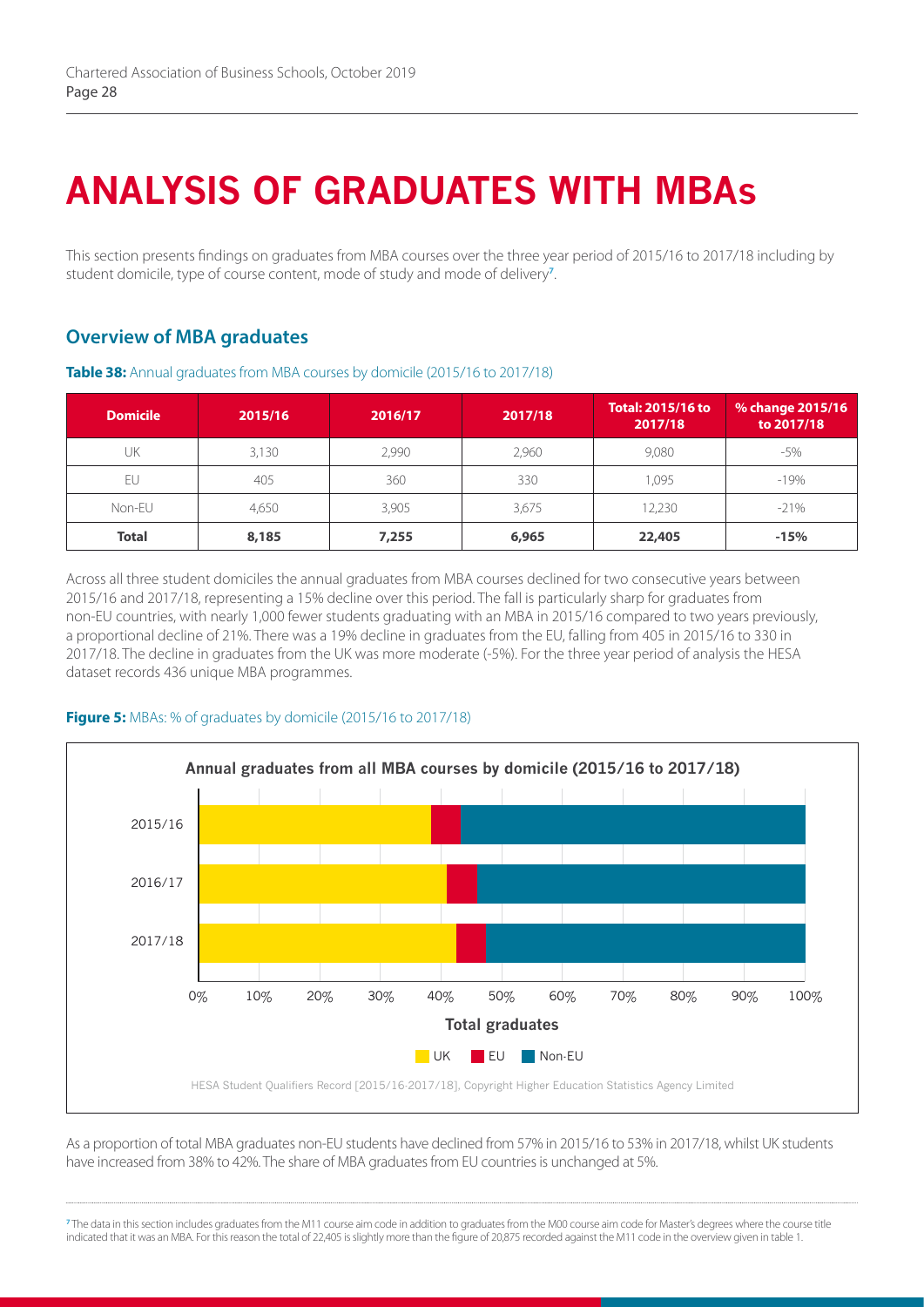# ANALYSIS OF GRADUATES WITH MBAs

This section presents findings on graduates from MBA courses over the three year period of 2015/16 to 2017/18 including by student domicile, type of course content, mode of study and mode of delivery[7].

## Overview of MBA graduates

**Table 38:** Annual graduates from MBA courses by domicile (2015/16 to 2017/18)

| Domicile | 2015/16 | 2016/17 | 2017/18 | Total: 2015/16 to 2017/18 | % change 2015/16 to 2017/18 |
|---|---|---|---|---|---|
| UK | 3,130 | 2,990 | 2,960 | 9,080 | -5% |
| EU | 405 | 360 | 330 | 1,095 | -19% |
| Non-EU | 4,650 | 3,905 | 3,675 | 12,230 | -21% |
| **Total** | **8,185** | **7,255** | **6,965** | **22,405** | **-15%** |

Across all three student domiciles the annual graduates from MBA courses declined for two consecutive years between 2015/16 and 2017/18, representing a 15% decline over this period. The fall is particularly sharp for graduates from non-EU countries, with nearly 1,000 fewer students graduating with an MBA in 2015/16 compared to two years previously, a proportional decline of 21%. There was a 19% decline in graduates from the EU, falling from 405 in 2015/16 to 330 in 2017/18. The decline in graduates from the UK was more moderate (-5%). For the three year period of analysis the HESA dataset records 436 unique MBA programmes.

**Figure 5:** MBAs: % of graduates by domicile (2015/16 to 2017/18)

Annual graduates from all MBA courses by domicile (2015/16 to 2017/18)

HESA Student Qualifiers Record [2015/16-2017/18], Copyright Higher Education Statistics Agency Limited

As a proportion of total MBA graduates non-EU students have declined from 57% in 2015/16 to 53% in 2017/18, whilst UK students have increased from 38% to 42%. The share of MBA graduates from EU countries is unchanged at 5%.

[7] The data in this section includes graduates from the M11 course aim code in addition to graduates from the M00 course aim code for Master's degrees where the course title indicated that it was an MBA. For this reason the total of 22,405 is slightly more than the figure of 20,875 recorded against the M11 code in the overview given in table 1.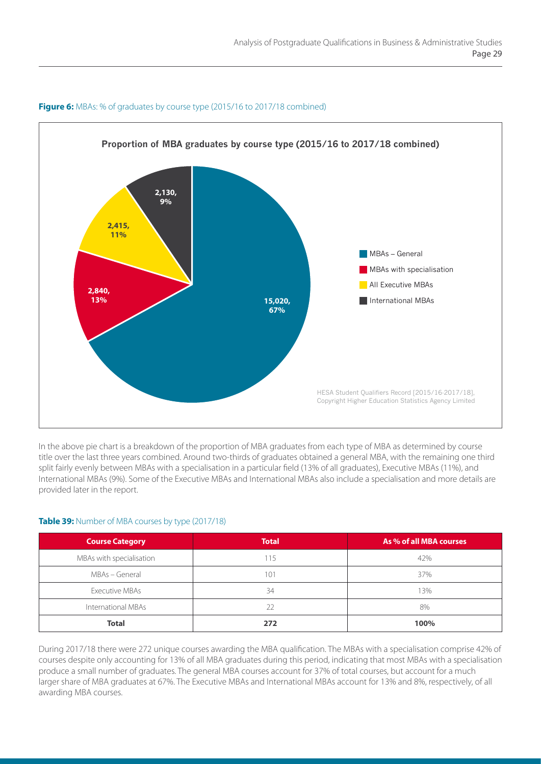**Figure 6:** MBAs: % of graduates by course type (2015/16 to 2017/18 combined)

In the above pie chart is a breakdown of the proportion of MBA graduates from each type of MBA as determined by course title over the last three years combined. Around two-thirds of graduates obtained a general MBA, with the remaining one third split fairly evenly between MBAs with a specialisation in a particular field (13% of all graduates), Executive MBAs (11%), and International MBAs (9%). Some of the Executive MBAs and International MBAs also include a specialisation and more details are provided later in the report.

**Table 39:** Number of MBA courses by type (2017/18)

| Course Category | Total | As % of all MBA courses |
|---|---|---|
| MBAs with specialisation | 115 | 42% |
| MBAs – General | 101 | 37% |
| Executive MBAs | 34 | 13% |
| International MBAs | 22 | 8% |
| **Total** | **272** | **100%** |

During 2017/18 there were 272 unique courses awarding the MBA qualification. The MBAs with a specialisation comprise 42% of courses despite only accounting for 13% of all MBA graduates during this period, indicating that most MBAs with a specialisation produce a small number of graduates. The general MBA courses account for 37% of total courses, but account for a much larger share of MBA graduates at 67%. The Executive MBAs and International MBAs account for 13% and 8%, respectively, of all awarding MBA courses.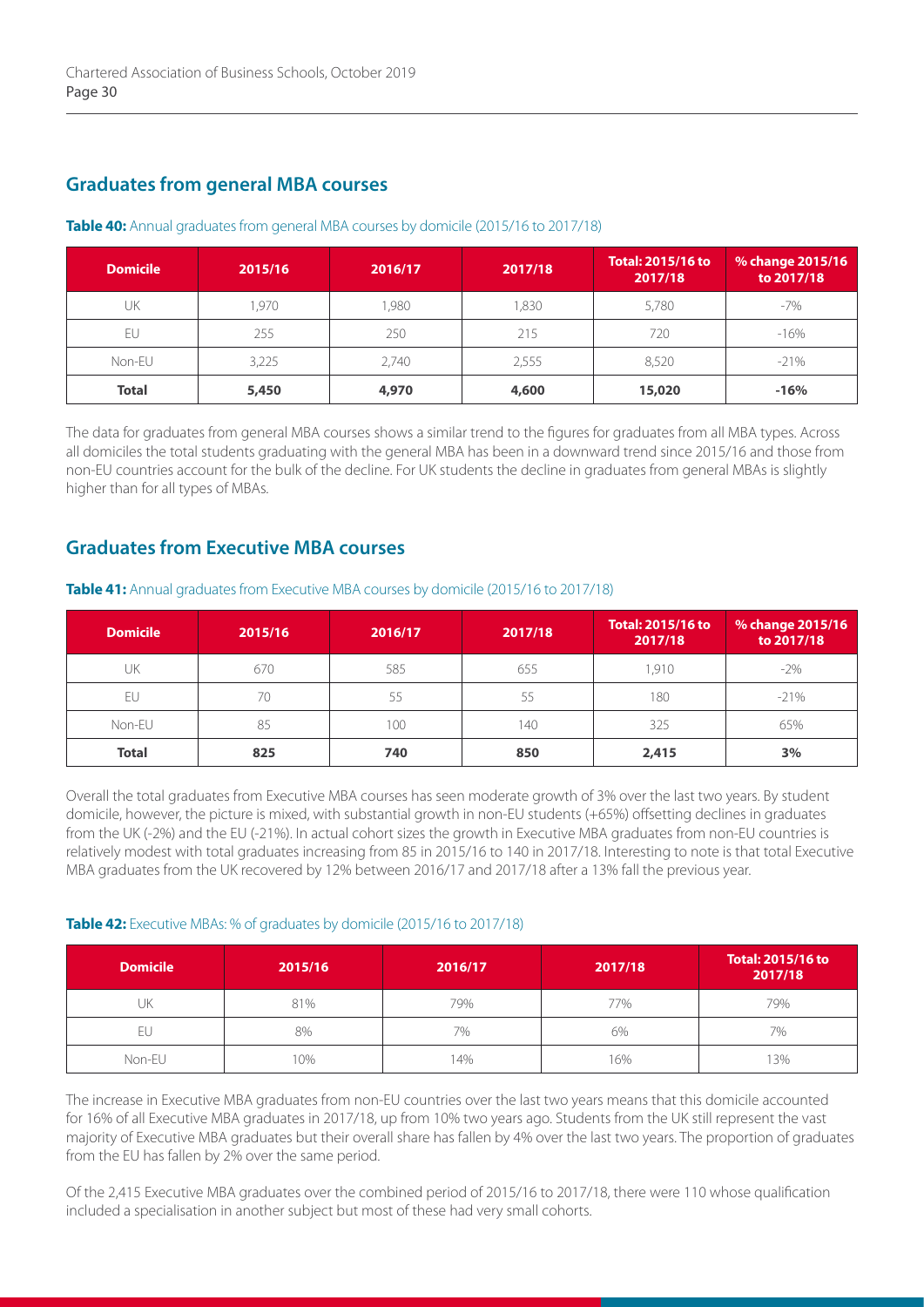## Graduates from general MBA courses

**Table 40:** Annual graduates from general MBA courses by domicile (2015/16 to 2017/18)

| Domicile | 2015/16 | 2016/17 | 2017/18 | Total: 2015/16 to 2017/18 | % change 2015/16 to 2017/18 |
|---|---|---|---|---|---|
| UK | 1,970 | 1,980 | 1,830 | 5,780 | -7% |
| EU | 255 | 250 | 215 | 720 | -16% |
| Non-EU | 3,225 | 2,740 | 2,555 | 8,520 | -21% |
| **Total** | **5,450** | **4,970** | **4,600** | **15,020** | **-16%** |

The data for graduates from general MBA courses shows a similar trend to the figures for graduates from all MBA types. Across all domiciles the total students graduating with the general MBA has been in a downward trend since 2015/16 and those from non-EU countries account for the bulk of the decline. For UK students the decline in graduates from general MBAs is slightly higher than for all types of MBAs.

## Graduates from Executive MBA courses

**Table 41:** Annual graduates from Executive MBA courses by domicile (2015/16 to 2017/18)

| Domicile | 2015/16 | 2016/17 | 2017/18 | Total: 2015/16 to 2017/18 | % change 2015/16 to 2017/18 |
|---|---|---|---|---|---|
| UK | 670 | 585 | 655 | 1,910 | -2% |
| EU | 70 | 55 | 55 | 180 | -21% |
| Non-EU | 85 | 100 | 140 | 325 | 65% |
| **Total** | **825** | **740** | **850** | **2,415** | **3%** |

Overall the total graduates from Executive MBA courses has seen moderate growth of 3% over the last two years. By student domicile, however, the picture is mixed, with substantial growth in non-EU students (+65%) offsetting declines in graduates from the UK (-2%) and the EU (-21%). In actual cohort sizes the growth in Executive MBA graduates from non-EU countries is relatively modest with total graduates increasing from 85 in 2015/16 to 140 in 2017/18. Interesting to note is that total Executive MBA graduates from the UK recovered by 12% between 2016/17 and 2017/18 after a 13% fall the previous year.

**Table 42:** Executive MBAs: % of graduates by domicile (2015/16 to 2017/18)

| Domicile | 2015/16 | 2016/17 | 2017/18 | Total: 2015/16 to 2017/18 |
|---|---|---|---|---|
| UK | 81% | 79% | 77% | 79% |
| EU | 8% | 7% | 6% | 7% |
| Non-EU | 10% | 14% | 16% | 13% |

The increase in Executive MBA graduates from non-EU countries over the last two years means that this domicile accounted for 16% of all Executive MBA graduates in 2017/18, up from 10% two years ago. Students from the UK still represent the vast majority of Executive MBA graduates but their overall share has fallen by 4% over the last two years. The proportion of graduates from the EU has fallen by 2% over the same period.

Of the 2,415 Executive MBA graduates over the combined period of 2015/16 to 2017/18, there were 110 whose qualification included a specialisation in another subject but most of these had very small cohorts.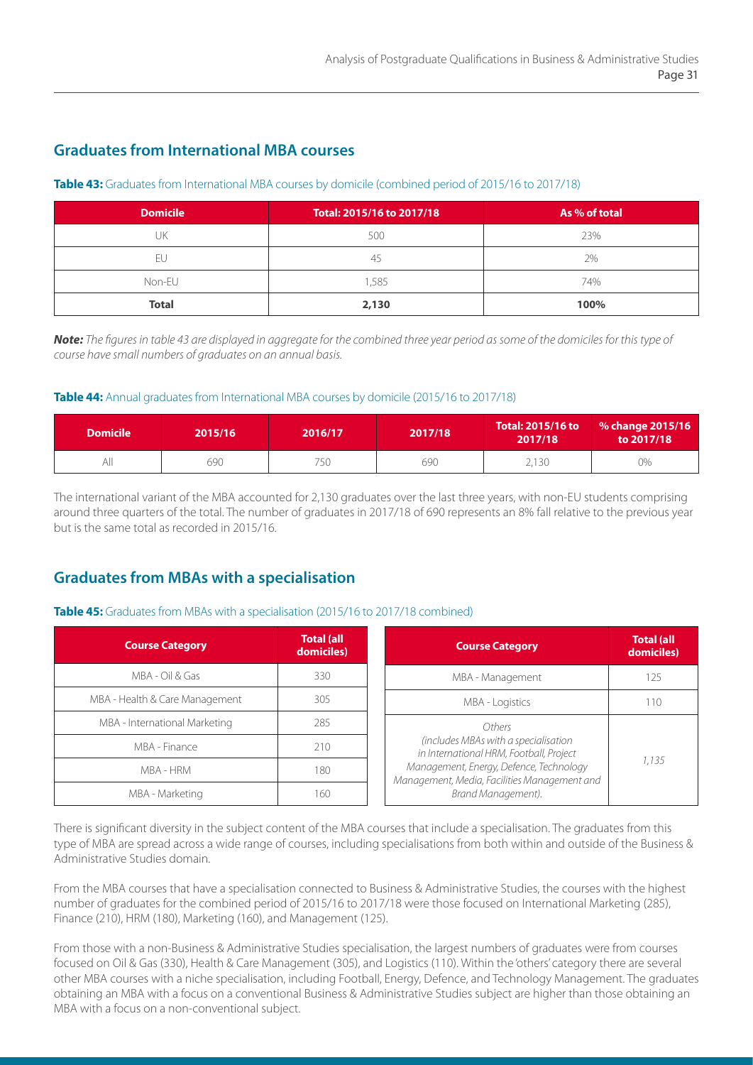## Graduates from International MBA courses

**Table 43:** Graduates from International MBA courses by domicile (combined period of 2015/16 to 2017/18)

| Domicile | Total: 2015/16 to 2017/18 | As % of total |
|---|---|---|
| UK | 500 | 23% |
| EU | 45 | 2% |
| Non-EU | 1,585 | 74% |
| **Total** | **2,130** | **100%** |

***Note:*** *The figures in table 43 are displayed in aggregate for the combined three year period as some of the domiciles for this type of course have small numbers of graduates on an annual basis.*

**Table 44:** Annual graduates from International MBA courses by domicile (2015/16 to 2017/18)

| Domicile | 2015/16 | 2016/17 | 2017/18 | Total: 2015/16 to 2017/18 | % change 2015/16 to 2017/18 |
|---|---|---|---|---|---|
| All | 690 | 750 | 690 | 2,130 | 0% |

The international variant of the MBA accounted for 2,130 graduates over the last three years, with non-EU students comprising around three quarters of the total. The number of graduates in 2017/18 of 690 represents an 8% fall relative to the previous year but is the same total as recorded in 2015/16.

## Graduates from MBAs with a specialisation

**Table 45:** Graduates from MBAs with a specialisation (2015/16 to 2017/18 combined)

| Course Category | Total (all domiciles) |
|---|---|
| MBA - Oil & Gas | 330 |
| MBA - Health & Care Management | 305 |
| MBA - International Marketing | 285 |
| MBA - Finance | 210 |
| MBA - HRM | 180 |
| MBA - Marketing | 160 |

| Course Category | Total (all domiciles) |
|---|---|
| MBA - Management | 125 |
| MBA - Logistics | 110 |
| *Others (includes MBAs with a specialisation in International HRM, Football, Project Management, Energy, Defence, Technology Management, Media, Facilities Management and Brand Management).* | *1,135* |

There is significant diversity in the subject content of the MBA courses that include a specialisation. The graduates from this type of MBA are spread across a wide range of courses, including specialisations from both within and outside of the Business & Administrative Studies domain.

From the MBA courses that have a specialisation connected to Business & Administrative Studies, the courses with the highest number of graduates for the combined period of 2015/16 to 2017/18 were those focused on International Marketing (285), Finance (210), HRM (180), Marketing (160), and Management (125).

From those with a non-Business & Administrative Studies specialisation, the largest numbers of graduates were from courses focused on Oil & Gas (330), Health & Care Management (305), and Logistics (110). Within the 'others' category there are several other MBA courses with a niche specialisation, including Football, Energy, Defence, and Technology Management. The graduates obtaining an MBA with a focus on a conventional Business & Administrative Studies subject are higher than those obtaining an MBA with a focus on a non-conventional subject.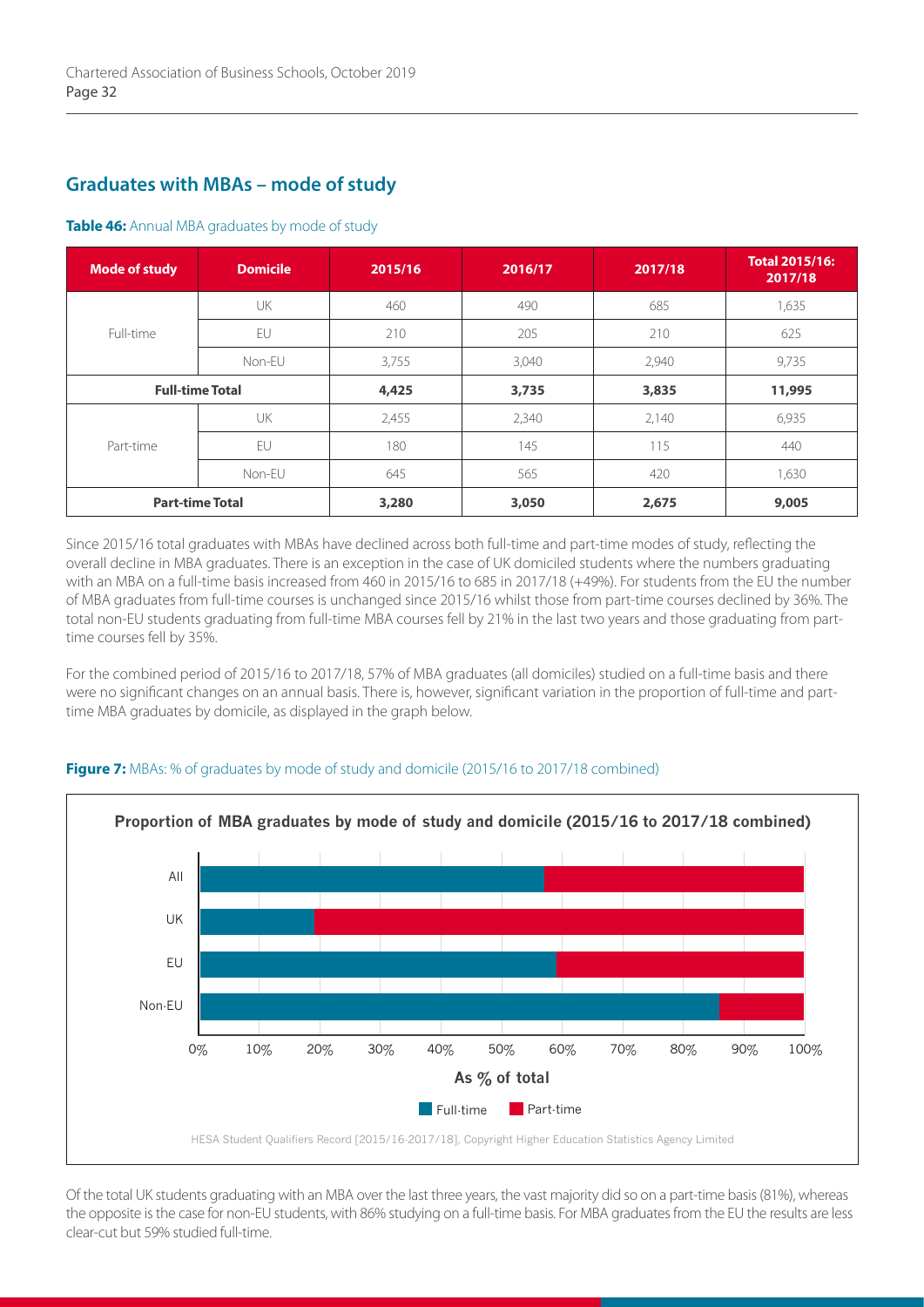## Graduates with MBAs – mode of study

**Table 46:** Annual MBA graduates by mode of study

| Mode of study | Domicile | 2015/16 | 2016/17 | 2017/18 | Total 2015/16: 2017/18 |
|---|---|---|---|---|---|
| Full-time | UK | 460 | 490 | 685 | 1,635 |
| | EU | 210 | 205 | 210 | 625 |
| | Non-EU | 3,755 | 3,040 | 2,940 | 9,735 |
| **Full-time Total** | | **4,425** | **3,735** | **3,835** | **11,995** |
| Part-time | UK | 2,455 | 2,340 | 2,140 | 6,935 |
| | EU | 180 | 145 | 115 | 440 |
| | Non-EU | 645 | 565 | 420 | 1,630 |
| **Part-time Total** | | **3,280** | **3,050** | **2,675** | **9,005** |

Since 2015/16 total graduates with MBAs have declined across both full-time and part-time modes of study, reflecting the overall decline in MBA graduates. There is an exception in the case of UK domiciled students where the numbers graduating with an MBA on a full-time basis increased from 460 in 2015/16 to 685 in 2017/18 (+49%). For students from the EU the number of MBA graduates from full-time courses is unchanged since 2015/16 whilst those from part-time courses declined by 36%. The total non-EU students graduating from full-time MBA courses fell by 21% in the last two years and those graduating from part-time courses fell by 35%.

For the combined period of 2015/16 to 2017/18, 57% of MBA graduates (all domiciles) studied on a full-time basis and there were no significant changes on an annual basis. There is, however, significant variation in the proportion of full-time and part-time MBA graduates by domicile, as displayed in the graph below.

**Figure 7:** MBAs: % of graduates by mode of study and domicile (2015/16 to 2017/18 combined)

**Proportion of MBA graduates by mode of study and domicile (2015/16 to 2017/18 combined)**

| Domicile | Full-time | Part-time |
|---|---|---|
| All | 57% | 43% |
| UK | 19% | 81% |
| EU | 59% | 41% |
| Non-EU | 86% | 14% |

As % of total

HESA Student Qualifiers Record [2015/16-2017/18], Copyright Higher Education Statistics Agency Limited

Of the total UK students graduating with an MBA over the last three years, the vast majority did so on a part-time basis (81%), whereas the opposite is the case for non-EU students, with 86% studying on a full-time basis. For MBA graduates from the EU the results are less clear-cut but 59% studied full-time.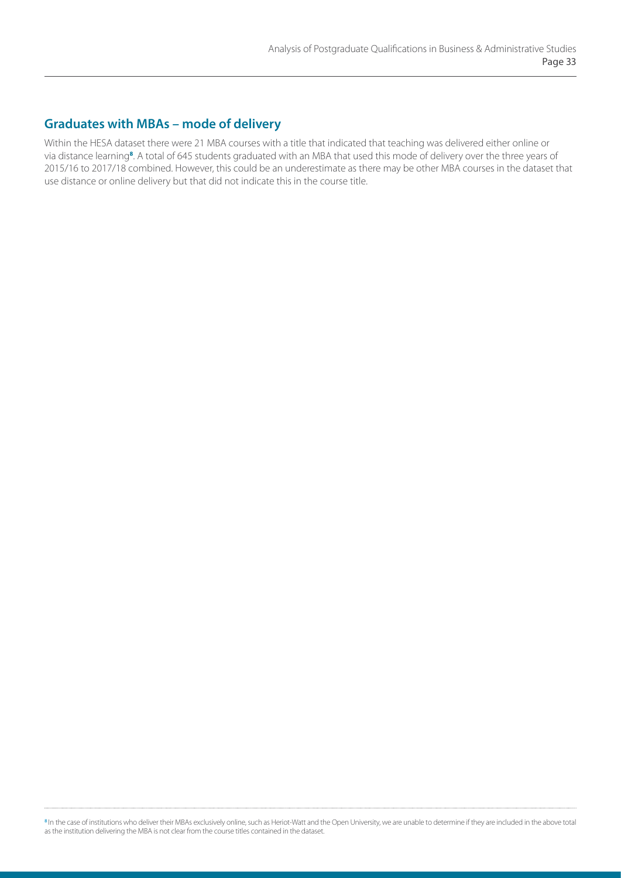## Graduates with MBAs – mode of delivery

Within the HESA dataset there were 21 MBA courses with a title that indicated that teaching was delivered either online or via distance learning[8]. A total of 645 students graduated with an MBA that used this mode of delivery over the three years of 2015/16 to 2017/18 combined. However, this could be an underestimate as there may be other MBA courses in the dataset that use distance or online delivery but that did not indicate this in the course title.

[8] In the case of institutions who deliver their MBAs exclusively online, such as Heriot-Watt and the Open University, we are unable to determine if they are included in the above total as the institution delivering the MBA is not clear from the course titles contained in the dataset.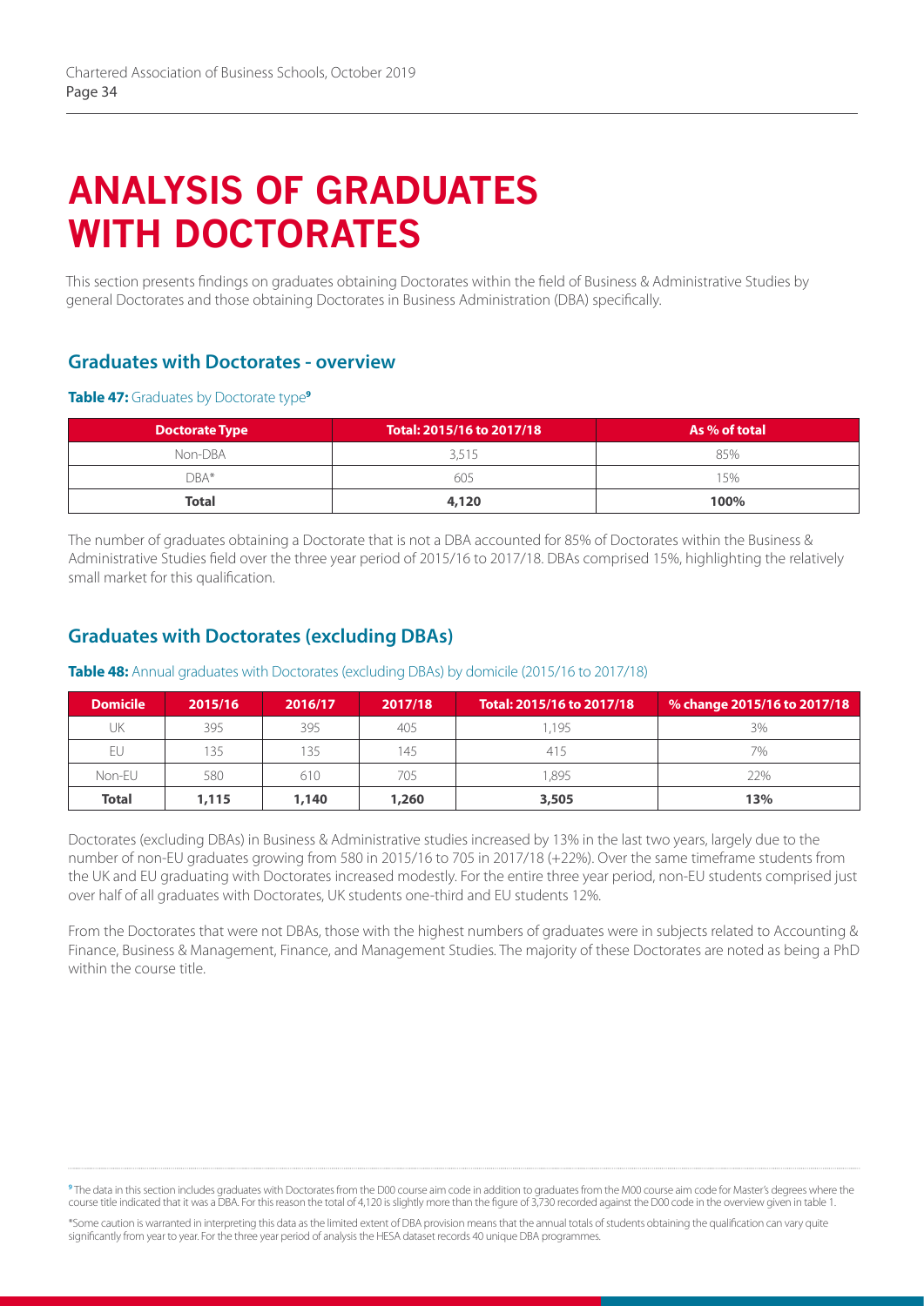# ANALYSIS OF GRADUATES WITH DOCTORATES

This section presents findings on graduates obtaining Doctorates within the field of Business & Administrative Studies by general Doctorates and those obtaining Doctorates in Business Administration (DBA) specifically.

## Graduates with Doctorates - overview

**Table 47:** Graduates by Doctorate type[9]

| Doctorate Type | Total: 2015/16 to 2017/18 | As % of total |
|---|---|---|
| Non-DBA | 3,515 | 85% |
| DBA* | 605 | 15% |
| **Total** | **4,120** | **100%** |

The number of graduates obtaining a Doctorate that is not a DBA accounted for 85% of Doctorates within the Business & Administrative Studies field over the three year period of 2015/16 to 2017/18. DBAs comprised 15%, highlighting the relatively small market for this qualification.

## Graduates with Doctorates (excluding DBAs)

**Table 48:** Annual graduates with Doctorates (excluding DBAs) by domicile (2015/16 to 2017/18)

| Domicile | 2015/16 | 2016/17 | 2017/18 | Total: 2015/16 to 2017/18 | % change 2015/16 to 2017/18 |
|---|---|---|---|---|---|
| UK | 395 | 395 | 405 | 1,195 | 3% |
| EU | 135 | 135 | 145 | 415 | 7% |
| Non-EU | 580 | 610 | 705 | 1,895 | 22% |
| **Total** | **1,115** | **1,140** | **1,260** | **3,505** | **13%** |

Doctorates (excluding DBAs) in Business & Administrative studies increased by 13% in the last two years, largely due to the number of non-EU graduates growing from 580 in 2015/16 to 705 in 2017/18 (+22%). Over the same timeframe students from the UK and EU graduating with Doctorates increased modestly. For the entire three year period, non-EU students comprised just over half of all graduates with Doctorates, UK students one-third and EU students 12%.

From the Doctorates that were not DBAs, those with the highest numbers of graduates were in subjects related to Accounting & Finance, Business & Management, Finance, and Management Studies. The majority of these Doctorates are noted as being a PhD within the course title.

[9] The data in this section includes graduates with Doctorates from the D00 course aim code in addition to graduates from the M00 course aim code for Master's degrees where the course title indicated that it was a DBA. For this reason the total of 4,120 is slightly more than the figure of 3,730 recorded against the D00 code in the overview given in table 1.

*Some caution is warranted in interpreting this data as the limited extent of DBA provision means that the annual totals of students obtaining the qualification can vary quite significantly from year to year. For the three year period of analysis the HESA dataset records 40 unique DBA programmes.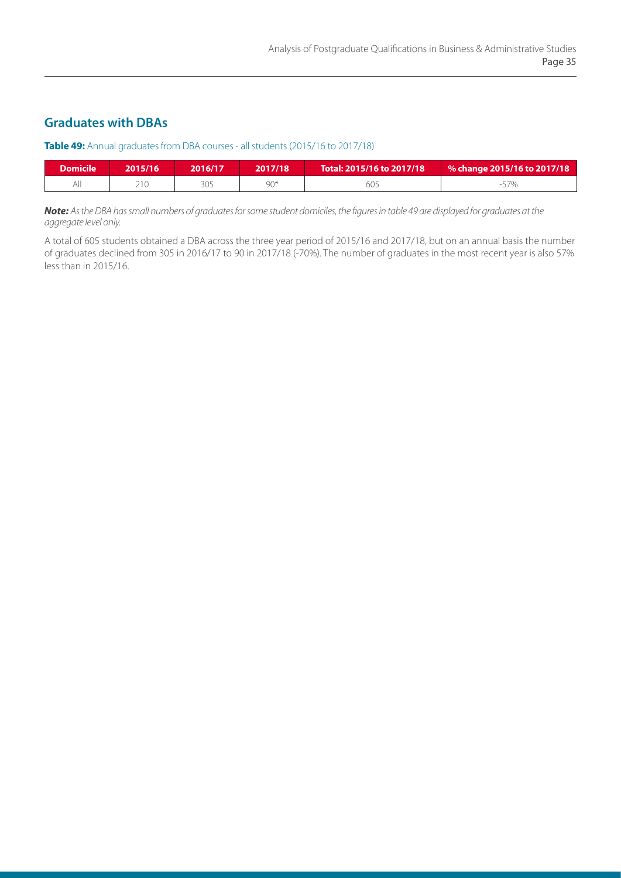## Graduates with DBAs

**Table 49:** Annual graduates from DBA courses - all students (2015/16 to 2017/18)

| Domicile | 2015/16 | 2016/17 | 2017/18 | Total: 2015/16 to 2017/18 | % change 2015/16 to 2017/18 |
|---|---|---|---|---|---|
| All | 210 | 305 | 90* | 605 | -57% |

***Note:*** *As the DBA has small numbers of graduates for some student domiciles, the figures in table 49 are displayed for graduates at the aggregate level only.*

A total of 605 students obtained a DBA across the three year period of 2015/16 and 2017/18, but on an annual basis the number of graduates declined from 305 in 2016/17 to 90 in 2017/18 (-70%). The number of graduates in the most recent year is also 57% less than in 2015/16.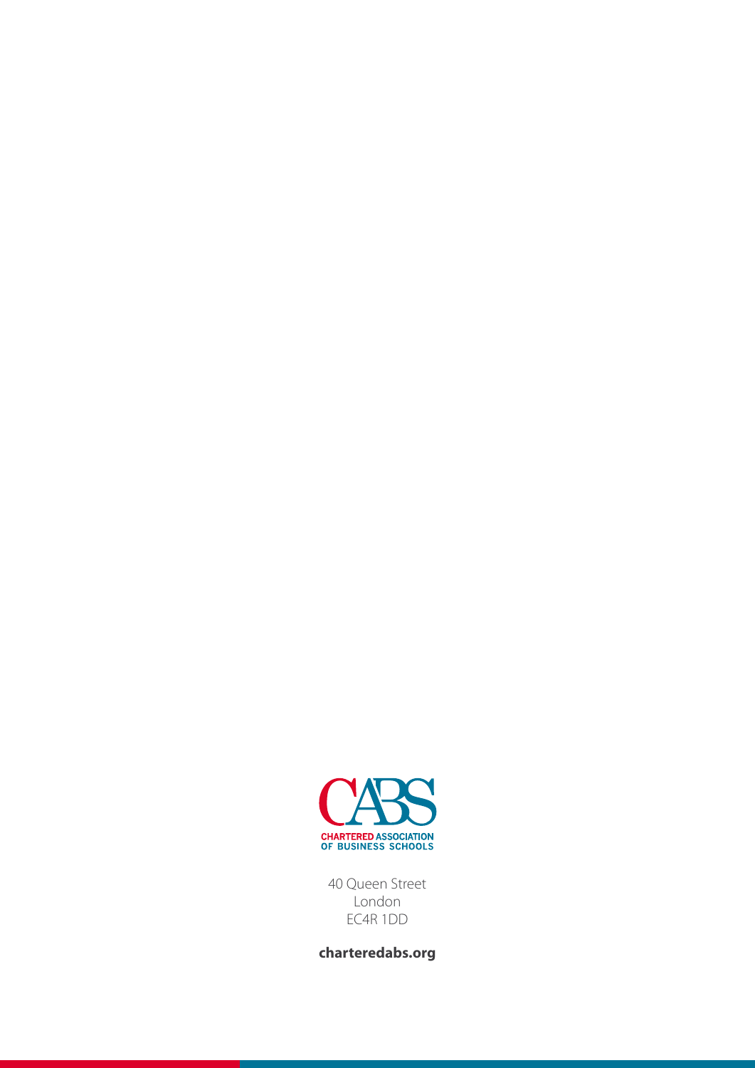CABS

CHARTERED ASSOCIATION OF BUSINESS SCHOOLS

40 Queen Street
London
EC4R 1DD

**charteredabs.org**